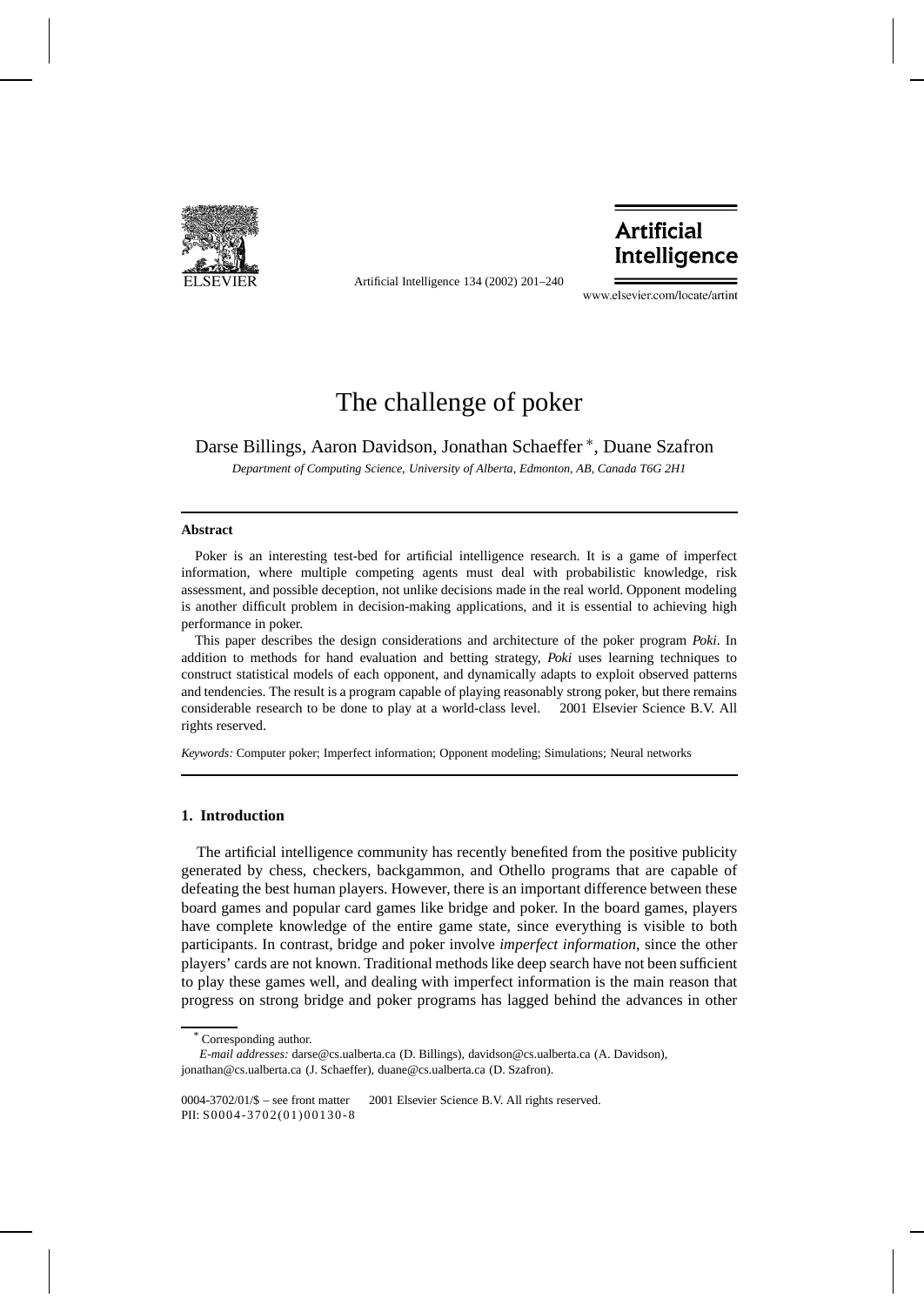# The challenge of poker

Darse Billings, Aaron Davidson, Jonathan Schaeffer *, Duane Szafron

*Department of Computing Science, University of Alberta, Edmonton, AB, Canada T6G 2H1*

---

**Abstract**

Poker is an interesting test-bed for artificial intelligence research. It is a game of imperfect information, where multiple competing agents must deal with probabilistic knowledge, risk assessment, and possible deception, not unlike decisions made in the real world. Opponent modeling is another difficult problem in decision-making applications, and it is essential to achieving high performance in poker.

This paper describes the design considerations and architecture of the poker program *Poki*. In addition to methods for hand evaluation and betting strategy, *Poki* uses learning techniques to construct statistical models of each opponent, and dynamically adapts to exploit observed patterns and tendencies. The result is a program capable of playing reasonably strong poker, but there remains considerable research to be done to play at a world-class level. © 2001 Elsevier Science B.V. All rights reserved.

*Keywords:* Computer poker; Imperfect information; Opponent modeling; Simulations; Neural networks

---

## 1. Introduction

The artificial intelligence community has recently benefited from the positive publicity generated by chess, checkers, backgammon, and Othello programs that are capable of defeating the best human players. However, there is an important difference between these board games and popular card games like bridge and poker. In the board games, players have complete knowledge of the entire game state, since everything is visible to both participants. In contrast, bridge and poker involve *imperfect information*, since the other players' cards are not known. Traditional methods like deep search have not been sufficient to play these games well, and dealing with imperfect information is the main reason that progress on strong bridge and poker programs has lagged behind the advances in other

---

\* Corresponding author.

*E-mail addresses:* darse@cs.ualberta.ca (D. Billings), davidson@cs.ualberta.ca (A. Davidson), jonathan@cs.ualberta.ca (J. Schaeffer), duane@cs.ualberta.ca (D. Szafron).

0004-3702/01/$ – see front matter © 2001 Elsevier Science B.V. All rights reserved.
PII: S0004-3702(01)00130-8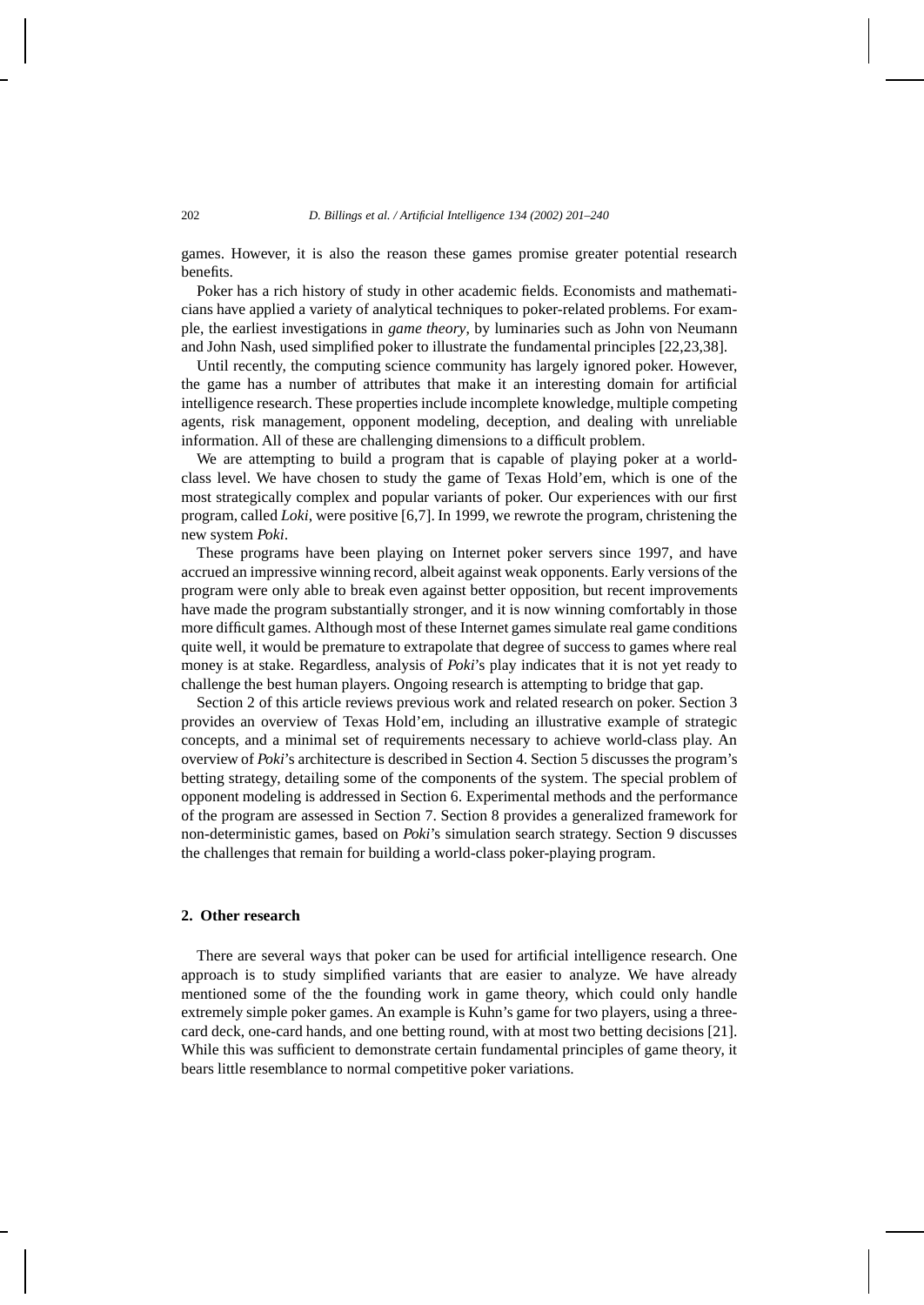games. However, it is also the reason these games promise greater potential research benefits.

Poker has a rich history of study in other academic fields. Economists and mathematicians have applied a variety of analytical techniques to poker-related problems. For example, the earliest investigations in *game theory*, by luminaries such as John von Neumann and John Nash, used simplified poker to illustrate the fundamental principles [22,23,38].

Until recently, the computing science community has largely ignored poker. However, the game has a number of attributes that make it an interesting domain for artificial intelligence research. These properties include incomplete knowledge, multiple competing agents, risk management, opponent modeling, deception, and dealing with unreliable information. All of these are challenging dimensions to a difficult problem.

We are attempting to build a program that is capable of playing poker at a world-class level. We have chosen to study the game of Texas Hold'em, which is one of the most strategically complex and popular variants of poker. Our experiences with our first program, called *Loki*, were positive [6,7]. In 1999, we rewrote the program, christening the new system *Poki*.

These programs have been playing on Internet poker servers since 1997, and have accrued an impressive winning record, albeit against weak opponents. Early versions of the program were only able to break even against better opposition, but recent improvements have made the program substantially stronger, and it is now winning comfortably in those more difficult games. Although most of these Internet games simulate real game conditions quite well, it would be premature to extrapolate that degree of success to games where real money is at stake. Regardless, analysis of *Poki*'s play indicates that it is not yet ready to challenge the best human players. Ongoing research is attempting to bridge that gap.

Section 2 of this article reviews previous work and related research on poker. Section 3 provides an overview of Texas Hold'em, including an illustrative example of strategic concepts, and a minimal set of requirements necessary to achieve world-class play. An overview of *Poki*'s architecture is described in Section 4. Section 5 discusses the program's betting strategy, detailing some of the components of the system. The special problem of opponent modeling is addressed in Section 6. Experimental methods and the performance of the program are assessed in Section 7. Section 8 provides a generalized framework for non-deterministic games, based on *Poki*'s simulation search strategy. Section 9 discusses the challenges that remain for building a world-class poker-playing program.

## 2. Other research

There are several ways that poker can be used for artificial intelligence research. One approach is to study simplified variants that are easier to analyze. We have already mentioned some of the the founding work in game theory, which could only handle extremely simple poker games. An example is Kuhn's game for two players, using a three-card deck, one-card hands, and one betting round, with at most two betting decisions [21]. While this was sufficient to demonstrate certain fundamental principles of game theory, it bears little resemblance to normal competitive poker variations.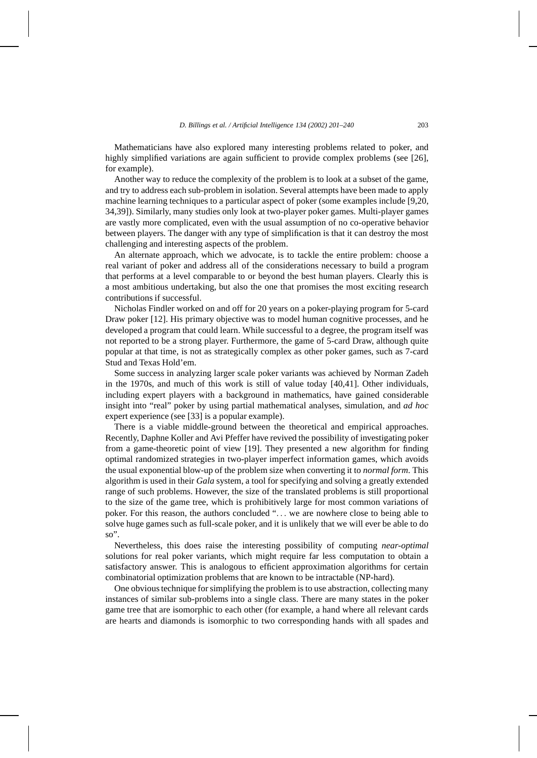Mathematicians have also explored many interesting problems related to poker, and highly simplified variations are again sufficient to provide complex problems (see [26], for example).

Another way to reduce the complexity of the problem is to look at a subset of the game, and try to address each sub-problem in isolation. Several attempts have been made to apply machine learning techniques to a particular aspect of poker (some examples include [9,20, 34,39]). Similarly, many studies only look at two-player poker games. Multi-player games are vastly more complicated, even with the usual assumption of no co-operative behavior between players. The danger with any type of simplification is that it can destroy the most challenging and interesting aspects of the problem.

An alternate approach, which we advocate, is to tackle the entire problem: choose a real variant of poker and address all of the considerations necessary to build a program that performs at a level comparable to or beyond the best human players. Clearly this is a most ambitious undertaking, but also the one that promises the most exciting research contributions if successful.

Nicholas Findler worked on and off for 20 years on a poker-playing program for 5-card Draw poker [12]. His primary objective was to model human cognitive processes, and he developed a program that could learn. While successful to a degree, the program itself was not reported to be a strong player. Furthermore, the game of 5-card Draw, although quite popular at that time, is not as strategically complex as other poker games, such as 7-card Stud and Texas Hold'em.

Some success in analyzing larger scale poker variants was achieved by Norman Zadeh in the 1970s, and much of this work is still of value today [40,41]. Other individuals, including expert players with a background in mathematics, have gained considerable insight into "real" poker by using partial mathematical analyses, simulation, and *ad hoc* expert experience (see [33] is a popular example).

There is a viable middle-ground between the theoretical and empirical approaches. Recently, Daphne Koller and Avi Pfeffer have revived the possibility of investigating poker from a game-theoretic point of view [19]. They presented a new algorithm for finding optimal randomized strategies in two-player imperfect information games, which avoids the usual exponential blow-up of the problem size when converting it to *normal form*. This algorithm is used in their *Gala* system, a tool for specifying and solving a greatly extended range of such problems. However, the size of the translated problems is still proportional to the size of the game tree, which is prohibitively large for most common variations of poker. For this reason, the authors concluded "... we are nowhere close to being able to solve huge games such as full-scale poker, and it is unlikely that we will ever be able to do so".

Nevertheless, this does raise the interesting possibility of computing *near-optimal* solutions for real poker variants, which might require far less computation to obtain a satisfactory answer. This is analogous to efficient approximation algorithms for certain combinatorial optimization problems that are known to be intractable (NP-hard).

One obvious technique for simplifying the problem is to use abstraction, collecting many instances of similar sub-problems into a single class. There are many states in the poker game tree that are isomorphic to each other (for example, a hand where all relevant cards are hearts and diamonds is isomorphic to two corresponding hands with all spades and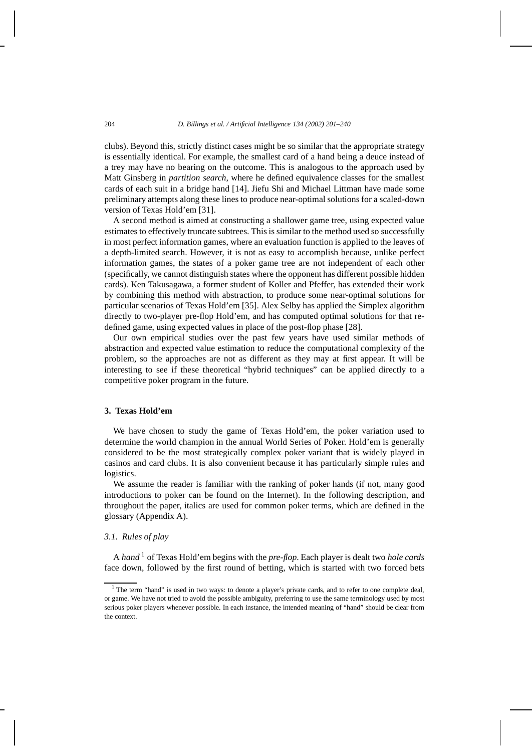clubs). Beyond this, strictly distinct cases might be so similar that the appropriate strategy is essentially identical. For example, the smallest card of a hand being a deuce instead of a trey may have no bearing on the outcome. This is analogous to the approach used by Matt Ginsberg in *partition search*, where he defined equivalence classes for the smallest cards of each suit in a bridge hand [14]. Jiefu Shi and Michael Littman have made some preliminary attempts along these lines to produce near-optimal solutions for a scaled-down version of Texas Hold'em [31].

A second method is aimed at constructing a shallower game tree, using expected value estimates to effectively truncate subtrees. This is similar to the method used so successfully in most perfect information games, where an evaluation function is applied to the leaves of a depth-limited search. However, it is not as easy to accomplish because, unlike perfect information games, the states of a poker game tree are not independent of each other (specifically, we cannot distinguish states where the opponent has different possible hidden cards). Ken Takusagawa, a former student of Koller and Pfeffer, has extended their work by combining this method with abstraction, to produce some near-optimal solutions for particular scenarios of Texas Hold'em [35]. Alex Selby has applied the Simplex algorithm directly to two-player pre-flop Hold'em, and has computed optimal solutions for that re-defined game, using expected values in place of the post-flop phase [28].

Our own empirical studies over the past few years have used similar methods of abstraction and expected value estimation to reduce the computational complexity of the problem, so the approaches are not as different as they may at first appear. It will be interesting to see if these theoretical "hybrid techniques" can be applied directly to a competitive poker program in the future.

## 3. Texas Hold'em

We have chosen to study the game of Texas Hold'em, the poker variation used to determine the world champion in the annual World Series of Poker. Hold'em is generally considered to be the most strategically complex poker variant that is widely played in casinos and card clubs. It is also convenient because it has particularly simple rules and logistics.

We assume the reader is familiar with the ranking of poker hands (if not, many good introductions to poker can be found on the Internet). In the following description, and throughout the paper, italics are used for common poker terms, which are defined in the glossary (Appendix A).

### 3.1. Rules of play

A *hand* [1] of Texas Hold'em begins with the *pre-flop*. Each player is dealt two *hole cards* face down, followed by the first round of betting, which is started with two forced bets

[1] The term "hand" is used in two ways: to denote a player's private cards, and to refer to one complete deal, or game. We have not tried to avoid the possible ambiguity, preferring to use the same terminology used by most serious poker players whenever possible. In each instance, the intended meaning of "hand" should be clear from the context.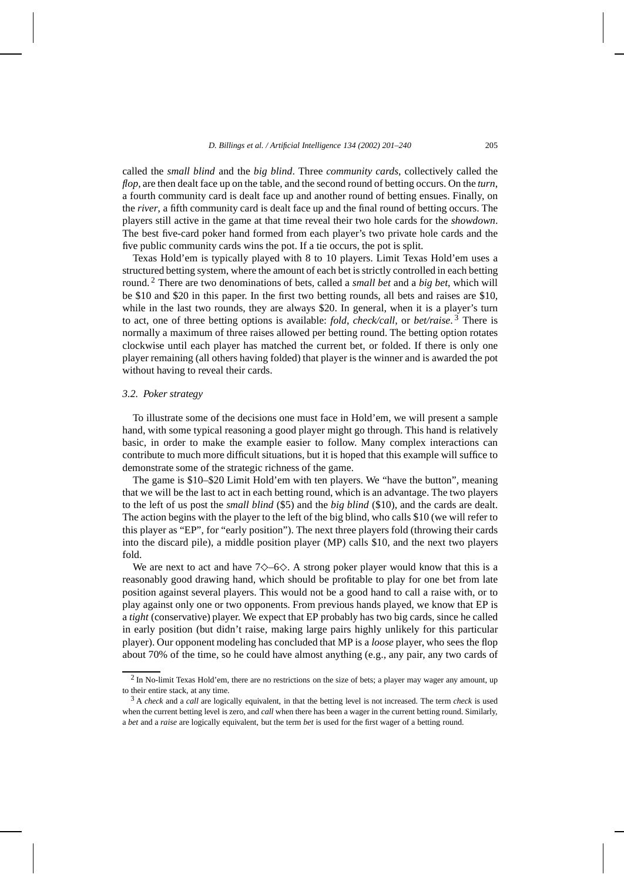called the *small blind* and the *big blind*. Three *community cards*, collectively called the *flop*, are then dealt face up on the table, and the second round of betting occurs. On the *turn*, a fourth community card is dealt face up and another round of betting ensues. Finally, on the *river*, a fifth community card is dealt face up and the final round of betting occurs. The players still active in the game at that time reveal their two hole cards for the *showdown*. The best five-card poker hand formed from each player's two private hole cards and the five public community cards wins the pot. If a tie occurs, the pot is split.

Texas Hold'em is typically played with 8 to 10 players. Limit Texas Hold'em uses a structured betting system, where the amount of each bet is strictly controlled in each betting round.[2] There are two denominations of bets, called a *small bet* and a *big bet*, which will be \$10 and \$20 in this paper. In the first two betting rounds, all bets and raises are \$10, while in the last two rounds, they are always \$20. In general, when it is a player's turn to act, one of three betting options is available: *fold*, *check/call*, or *bet/raise*.[3] There is normally a maximum of three raises allowed per betting round. The betting option rotates clockwise until each player has matched the current bet, or folded. If there is only one player remaining (all others having folded) that player is the winner and is awarded the pot without having to reveal their cards.

### 3.2. Poker strategy

To illustrate some of the decisions one must face in Hold'em, we will present a sample hand, with some typical reasoning a good player might go through. This hand is relatively basic, in order to make the example easier to follow. Many complex interactions can contribute to much more difficult situations, but it is hoped that this example will suffice to demonstrate some of the strategic richness of the game.

The game is \$10–\$20 Limit Hold'em with ten players. We "have the button", meaning that we will be the last to act in each betting round, which is an advantage. The two players to the left of us post the *small blind* (\$5) and the *big blind* (\$10), and the cards are dealt. The action begins with the player to the left of the big blind, who calls \$10 (we will refer to this player as "EP", for "early position"). The next three players fold (throwing their cards into the discard pile), a middle position player (MP) calls \$10, and the next two players fold.

We are next to act and have 7♢–6♢. A strong poker player would know that this is a reasonably good drawing hand, which should be profitable to play for one bet from late position against several players. This would not be a good hand to call a raise with, or to play against only one or two opponents. From previous hands played, we know that EP is a *tight* (conservative) player. We expect that EP probably has two big cards, since he called in early position (but didn't raise, making large pairs highly unlikely for this particular player). Our opponent modeling has concluded that MP is a *loose* player, who sees the flop about 70% of the time, so he could have almost anything (e.g., any pair, any two cards of

---

[2] In No-limit Texas Hold'em, there are no restrictions on the size of bets; a player may wager any amount, up to their entire stack, at any time.

[3] A *check* and a *call* are logically equivalent, in that the betting level is not increased. The term *check* is used when the current betting level is zero, and *call* when there has been a wager in the current betting round. Similarly, a *bet* and a *raise* are logically equivalent, but the term *bet* is used for the first wager of a betting round.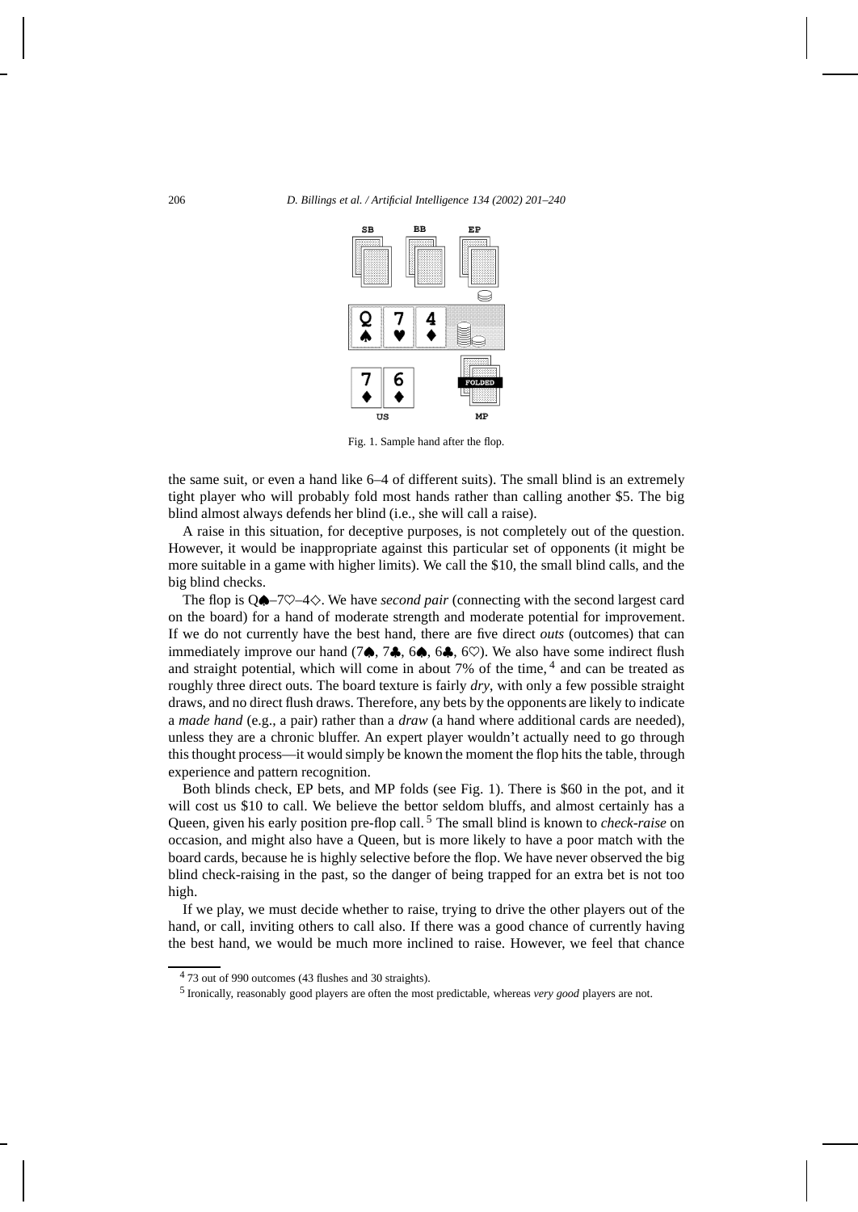Fig. 1. Sample hand after the flop.

the same suit, or even a hand like 6–4 of different suits). The small blind is an extremely tight player who will probably fold most hands rather than calling another $5. The big blind almost always defends her blind (i.e., she will call a raise).

A raise in this situation, for deceptive purposes, is not completely out of the question. However, it would be inappropriate against this particular set of opponents (it might be more suitable in a game with higher limits). We call the $10, the small blind calls, and the big blind checks.

The flop is Q♠–7♡–4♢. We have *second pair* (connecting with the second largest card on the board) for a hand of moderate strength and moderate potential for improvement. If we do not currently have the best hand, there are five direct *outs* (outcomes) that can immediately improve our hand (7♠, 7♣, 6♠, 6♣, 6♡). We also have some indirect flush and straight potential, which will come in about 7% of the time,[4] and can be treated as roughly three direct outs. The board texture is fairly *dry*, with only a few possible straight draws, and no direct flush draws. Therefore, any bets by the opponents are likely to indicate a *made hand* (e.g., a pair) rather than a *draw* (a hand where additional cards are needed), unless they are a chronic bluffer. An expert player wouldn't actually need to go through this thought process—it would simply be known the moment the flop hits the table, through experience and pattern recognition.

Both blinds check, EP bets, and MP folds (see Fig. 1). There is $60 in the pot, and it will cost us $10 to call. We believe the bettor seldom bluffs, and almost certainly has a Queen, given his early position pre-flop call.[5] The small blind is known to *check-raise* on occasion, and might also have a Queen, but is more likely to have a poor match with the board cards, because he is highly selective before the flop. We have never observed the big blind check-raising in the past, so the danger of being trapped for an extra bet is not too high.

If we play, we must decide whether to raise, trying to drive the other players out of the hand, or call, inviting others to call also. If there was a good chance of currently having the best hand, we would be much more inclined to raise. However, we feel that chance

[4] 73 out of 990 outcomes (43 flushes and 30 straights).

[5] Ironically, reasonably good players are often the most predictable, whereas *very good* players are not.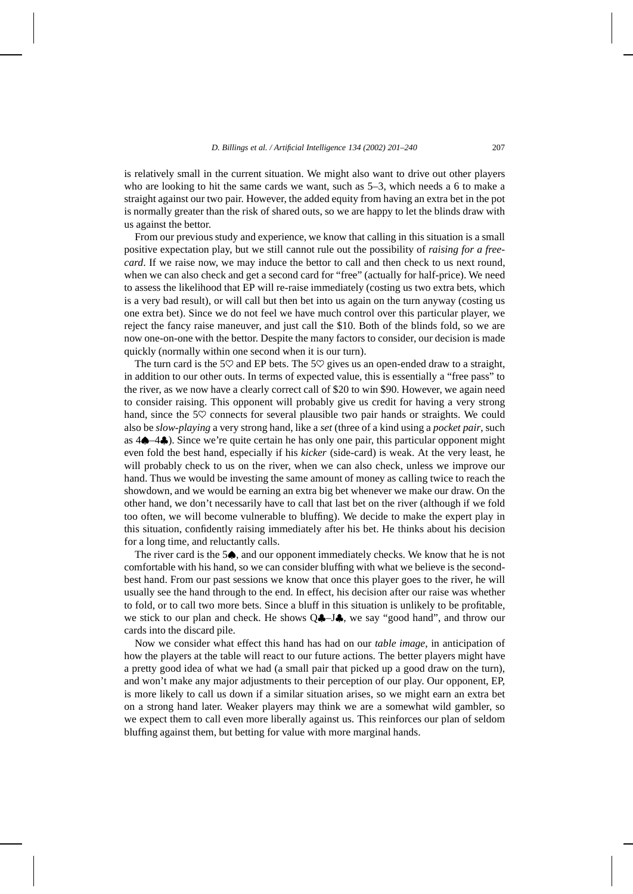is relatively small in the current situation. We might also want to drive out other players who are looking to hit the same cards we want, such as 5–3, which needs a 6 to make a straight against our two pair. However, the added equity from having an extra bet in the pot is normally greater than the risk of shared outs, so we are happy to let the blinds draw with us against the bettor.

From our previous study and experience, we know that calling in this situation is a small positive expectation play, but we still cannot rule out the possibility of *raising for a free-card*. If we raise now, we may induce the bettor to call and then check to us next round, when we can also check and get a second card for "free" (actually for half-price). We need to assess the likelihood that EP will re-raise immediately (costing us two extra bets, which is a very bad result), or will call but then bet into us again on the turn anyway (costing us one extra bet). Since we do not feel we have much control over this particular player, we reject the fancy raise maneuver, and just call the $10. Both of the blinds fold, so we are now one-on-one with the bettor. Despite the many factors to consider, our decision is made quickly (normally within one second when it is our turn).

The turn card is the 5♡ and EP bets. The 5♡ gives us an open-ended draw to a straight, in addition to our other outs. In terms of expected value, this is essentially a "free pass" to the river, as we now have a clearly correct call of $20 to win $90. However, we again need to consider raising. This opponent will probably give us credit for having a very strong hand, since the 5♡ connects for several plausible two pair hands or straights. We could also be *slow-playing* a very strong hand, like a *set* (three of a kind using a *pocket pair*, such as 4♠–4♣). Since we're quite certain he has only one pair, this particular opponent might even fold the best hand, especially if his *kicker* (side-card) is weak. At the very least, he will probably check to us on the river, when we can also check, unless we improve our hand. Thus we would be investing the same amount of money as calling twice to reach the showdown, and we would be earning an extra big bet whenever we make our draw. On the other hand, we don't necessarily have to call that last bet on the river (although if we fold too often, we will become vulnerable to bluffing). We decide to make the expert play in this situation, confidently raising immediately after his bet. He thinks about his decision for a long time, and reluctantly calls.

The river card is the 5♠, and our opponent immediately checks. We know that he is not comfortable with his hand, so we can consider bluffing with what we believe is the second-best hand. From our past sessions we know that once this player goes to the river, he will usually see the hand through to the end. In effect, his decision after our raise was whether to fold, or to call two more bets. Since a bluff in this situation is unlikely to be profitable, we stick to our plan and check. He shows Q♣–J♣, we say "good hand", and throw our cards into the discard pile.

Now we consider what effect this hand has had on our *table image*, in anticipation of how the players at the table will react to our future actions. The better players might have a pretty good idea of what we had (a small pair that picked up a good draw on the turn), and won't make any major adjustments to their perception of our play. Our opponent, EP, is more likely to call us down if a similar situation arises, so we might earn an extra bet on a strong hand later. Weaker players may think we are a somewhat wild gambler, so we expect them to call even more liberally against us. This reinforces our plan of seldom bluffing against them, but betting for value with more marginal hands.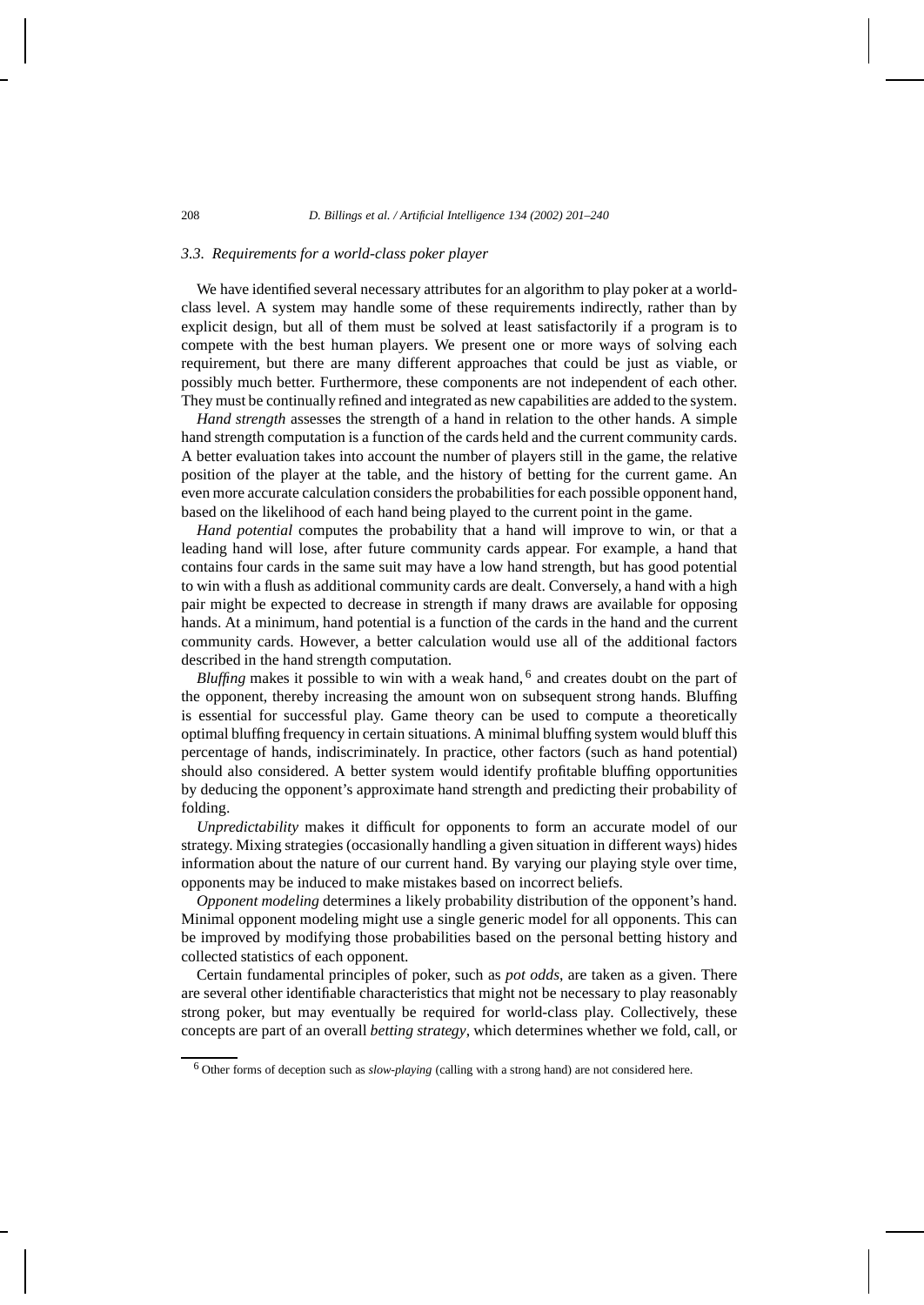### 3.3. Requirements for a world-class poker player

We have identified several necessary attributes for an algorithm to play poker at a world-class level. A system may handle some of these requirements indirectly, rather than by explicit design, but all of them must be solved at least satisfactorily if a program is to compete with the best human players. We present one or more ways of solving each requirement, but there are many different approaches that could be just as viable, or possibly much better. Furthermore, these components are not independent of each other. They must be continually refined and integrated as new capabilities are added to the system.

*Hand strength* assesses the strength of a hand in relation to the other hands. A simple hand strength computation is a function of the cards held and the current community cards. A better evaluation takes into account the number of players still in the game, the relative position of the player at the table, and the history of betting for the current game. An even more accurate calculation considers the probabilities for each possible opponent hand, based on the likelihood of each hand being played to the current point in the game.

*Hand potential* computes the probability that a hand will improve to win, or that a leading hand will lose, after future community cards appear. For example, a hand that contains four cards in the same suit may have a low hand strength, but has good potential to win with a flush as additional community cards are dealt. Conversely, a hand with a high pair might be expected to decrease in strength if many draws are available for opposing hands. At a minimum, hand potential is a function of the cards in the hand and the current community cards. However, a better calculation would use all of the additional factors described in the hand strength computation.

*Bluffing* makes it possible to win with a weak hand,[6] and creates doubt on the part of the opponent, thereby increasing the amount won on subsequent strong hands. Bluffing is essential for successful play. Game theory can be used to compute a theoretically optimal bluffing frequency in certain situations. A minimal bluffing system would bluff this percentage of hands, indiscriminately. In practice, other factors (such as hand potential) should also considered. A better system would identify profitable bluffing opportunities by deducing the opponent's approximate hand strength and predicting their probability of folding.

*Unpredictability* makes it difficult for opponents to form an accurate model of our strategy. Mixing strategies (occasionally handling a given situation in different ways) hides information about the nature of our current hand. By varying our playing style over time, opponents may be induced to make mistakes based on incorrect beliefs.

*Opponent modeling* determines a likely probability distribution of the opponent's hand. Minimal opponent modeling might use a single generic model for all opponents. This can be improved by modifying those probabilities based on the personal betting history and collected statistics of each opponent.

Certain fundamental principles of poker, such as *pot odds*, are taken as a given. There are several other identifiable characteristics that might not be necessary to play reasonably strong poker, but may eventually be required for world-class play. Collectively, these concepts are part of an overall *betting strategy*, which determines whether we fold, call, or

[6] Other forms of deception such as *slow-playing* (calling with a strong hand) are not considered here.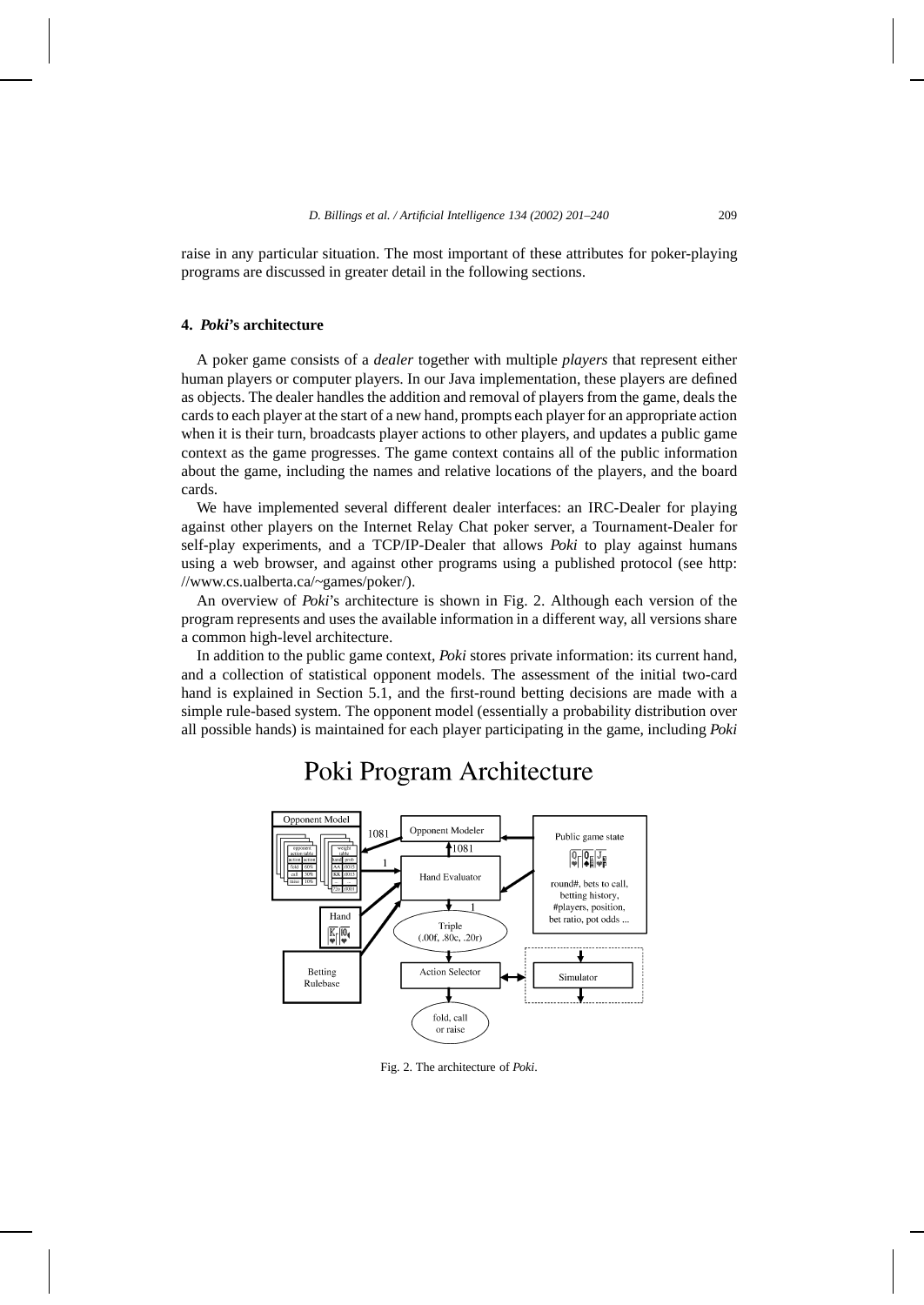raise in any particular situation. The most important of these attributes for poker-playing programs are discussed in greater detail in the following sections.

## 4. *Poki*'s architecture

A poker game consists of a *dealer* together with multiple *players* that represent either human players or computer players. In our Java implementation, these players are defined as objects. The dealer handles the addition and removal of players from the game, deals the cards to each player at the start of a new hand, prompts each player for an appropriate action when it is their turn, broadcasts player actions to other players, and updates a public game context as the game progresses. The game context contains all of the public information about the game, including the names and relative locations of the players, and the board cards.

We have implemented several different dealer interfaces: an IRC-Dealer for playing against other players on the Internet Relay Chat poker server, a Tournament-Dealer for self-play experiments, and a TCP/IP-Dealer that allows *Poki* to play against humans using a web browser, and against other programs using a published protocol (see http://www.cs.ualberta.ca/~games/poker/).

An overview of *Poki*'s architecture is shown in Fig. 2. Although each version of the program represents and uses the available information in a different way, all versions share a common high-level architecture.

In addition to the public game context, *Poki* stores private information: its current hand, and a collection of statistical opponent models. The assessment of the initial two-card hand is explained in Section 5.1, and the first-round betting decisions are made with a simple rule-based system. The opponent model (essentially a probability distribution over all possible hands) is maintained for each player participating in the game, including *Poki*

Fig. 2. The architecture of *Poki*.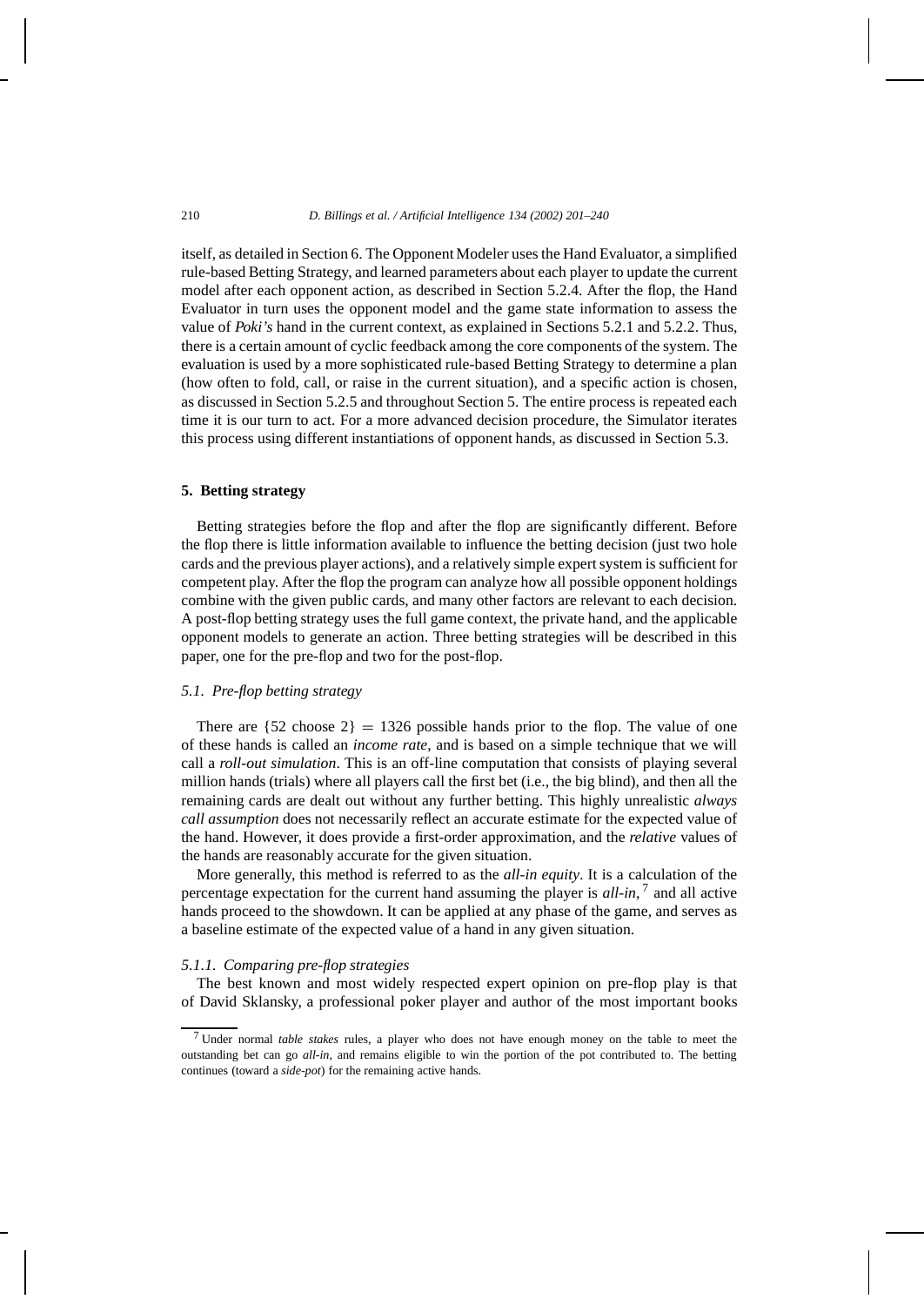itself, as detailed in Section 6. The Opponent Modeler uses the Hand Evaluator, a simplified rule-based Betting Strategy, and learned parameters about each player to update the current model after each opponent action, as described in Section 5.2.4. After the flop, the Hand Evaluator in turn uses the opponent model and the game state information to assess the value of *Poki's* hand in the current context, as explained in Sections 5.2.1 and 5.2.2. Thus, there is a certain amount of cyclic feedback among the core components of the system. The evaluation is used by a more sophisticated rule-based Betting Strategy to determine a plan (how often to fold, call, or raise in the current situation), and a specific action is chosen, as discussed in Section 5.2.5 and throughout Section 5. The entire process is repeated each time it is our turn to act. For a more advanced decision procedure, the Simulator iterates this process using different instantiations of opponent hands, as discussed in Section 5.3.

## 5. Betting strategy

Betting strategies before the flop and after the flop are significantly different. Before the flop there is little information available to influence the betting decision (just two hole cards and the previous player actions), and a relatively simple expert system is sufficient for competent play. After the flop the program can analyze how all possible opponent holdings combine with the given public cards, and many other factors are relevant to each decision. A post-flop betting strategy uses the full game context, the private hand, and the applicable opponent models to generate an action. Three betting strategies will be described in this paper, one for the pre-flop and two for the post-flop.

### 5.1. Pre-flop betting strategy

There are $\{52 \text{ choose } 2\} = 1326$ possible hands prior to the flop. The value of one of these hands is called an *income rate*, and is based on a simple technique that we will call a *roll-out simulation*. This is an off-line computation that consists of playing several million hands (trials) where all players call the first bet (i.e., the big blind), and then all the remaining cards are dealt out without any further betting. This highly unrealistic *always call assumption* does not necessarily reflect an accurate estimate for the expected value of the hand. However, it does provide a first-order approximation, and the *relative* values of the hands are reasonably accurate for the given situation.

More generally, this method is referred to as the *all-in equity*. It is a calculation of the percentage expectation for the current hand assuming the player is *all-in*,[7] and all active hands proceed to the showdown. It can be applied at any phase of the game, and serves as a baseline estimate of the expected value of a hand in any given situation.

#### 5.1.1. Comparing pre-flop strategies

The best known and most widely respected expert opinion on pre-flop play is that of David Sklansky, a professional poker player and author of the most important books

[7] Under normal *table stakes* rules, a player who does not have enough money on the table to meet the outstanding bet can go *all-in*, and remains eligible to win the portion of the pot contributed to. The betting continues (toward a *side-pot*) for the remaining active hands.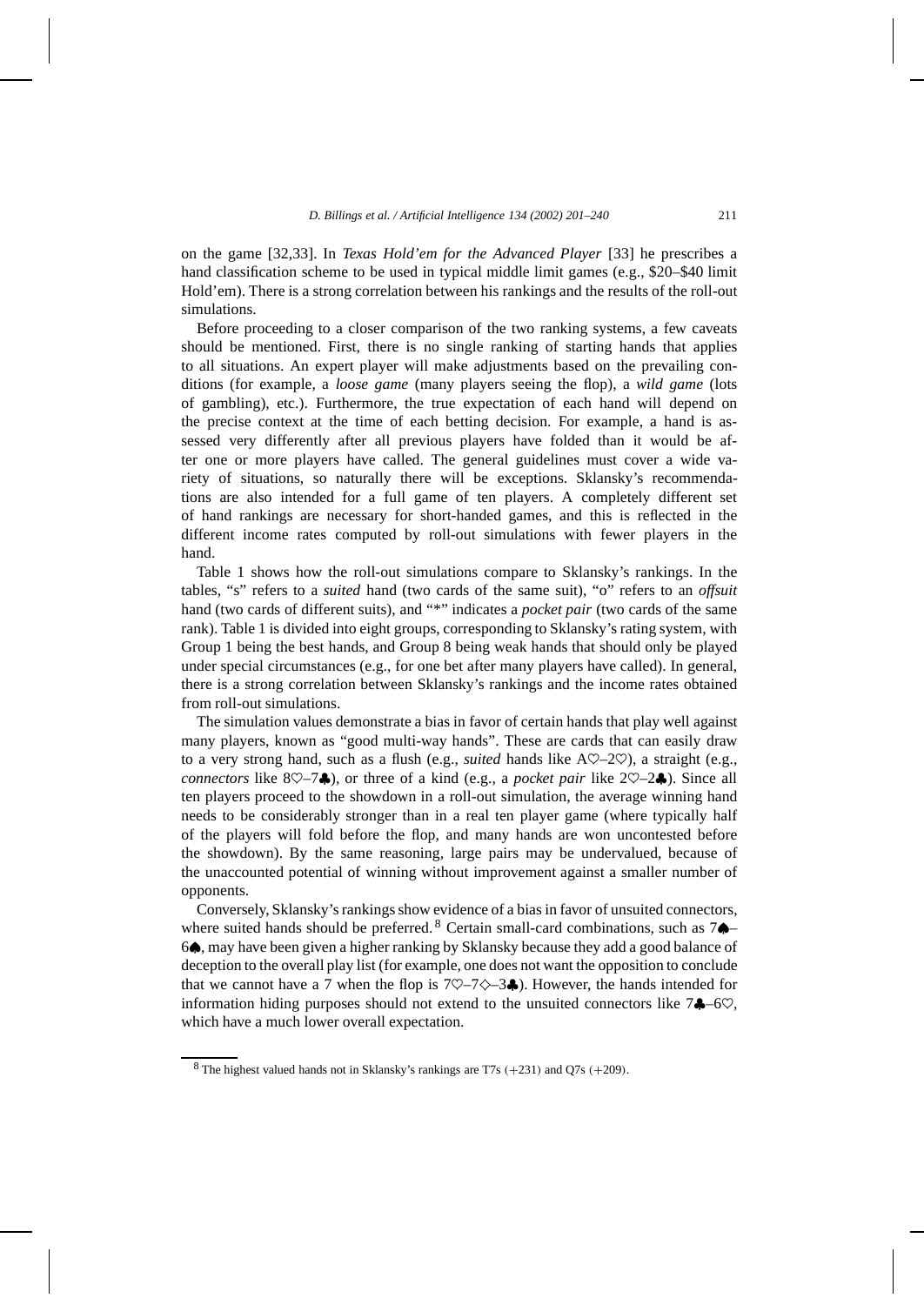on the game [32,33]. In *Texas Hold'em for the Advanced Player* [33] he prescribes a hand classification scheme to be used in typical middle limit games (e.g., $20–$40 limit Hold'em). There is a strong correlation between his rankings and the results of the roll-out simulations.

Before proceeding to a closer comparison of the two ranking systems, a few caveats should be mentioned. First, there is no single ranking of starting hands that applies to all situations. An expert player will make adjustments based on the prevailing conditions (for example, a *loose game* (many players seeing the flop), a *wild game* (lots of gambling), etc.). Furthermore, the true expectation of each hand will depend on the precise context at the time of each betting decision. For example, a hand is assessed very differently after all previous players have folded than it would be after one or more players have called. The general guidelines must cover a wide variety of situations, so naturally there will be exceptions. Sklansky's recommendations are also intended for a full game of ten players. A completely different set of hand rankings are necessary for short-handed games, and this is reflected in the different income rates computed by roll-out simulations with fewer players in the hand.

Table 1 shows how the roll-out simulations compare to Sklansky's rankings. In the tables, "s" refers to a *suited* hand (two cards of the same suit), "o" refers to an *offsuit* hand (two cards of different suits), and "*" indicates a *pocket pair* (two cards of the same rank). Table 1 is divided into eight groups, corresponding to Sklansky's rating system, with Group 1 being the best hands, and Group 8 being weak hands that should only be played under special circumstances (e.g., for one bet after many players have called). In general, there is a strong correlation between Sklansky's rankings and the income rates obtained from roll-out simulations.

The simulation values demonstrate a bias in favor of certain hands that play well against many players, known as "good multi-way hands". These are cards that can easily draw to a very strong hand, such as a flush (e.g., *suited* hands like A♡–2♡), a straight (e.g., *connectors* like 8♡–7♣), or three of a kind (e.g., a *pocket pair* like 2♡–2♣). Since all ten players proceed to the showdown in a roll-out simulation, the average winning hand needs to be considerably stronger than in a real ten player game (where typically half of the players will fold before the flop, and many hands are won uncontested before the showdown). By the same reasoning, large pairs may be undervalued, because of the unaccounted potential of winning without improvement against a smaller number of opponents.

Conversely, Sklansky's rankings show evidence of a bias in favor of unsuited connectors, where suited hands should be preferred.[8] Certain small-card combinations, such as 7♠–6♠, may have been given a higher ranking by Sklansky because they add a good balance of deception to the overall play list (for example, one does not want the opposition to conclude that we cannot have a 7 when the flop is 7♡–7◇–3♣). However, the hands intended for information hiding purposes should not extend to the unsuited connectors like 7♣–6♡, which have a much lower overall expectation.

[8] The highest valued hands not in Sklansky's rankings are T7s (+231) and Q7s (+209).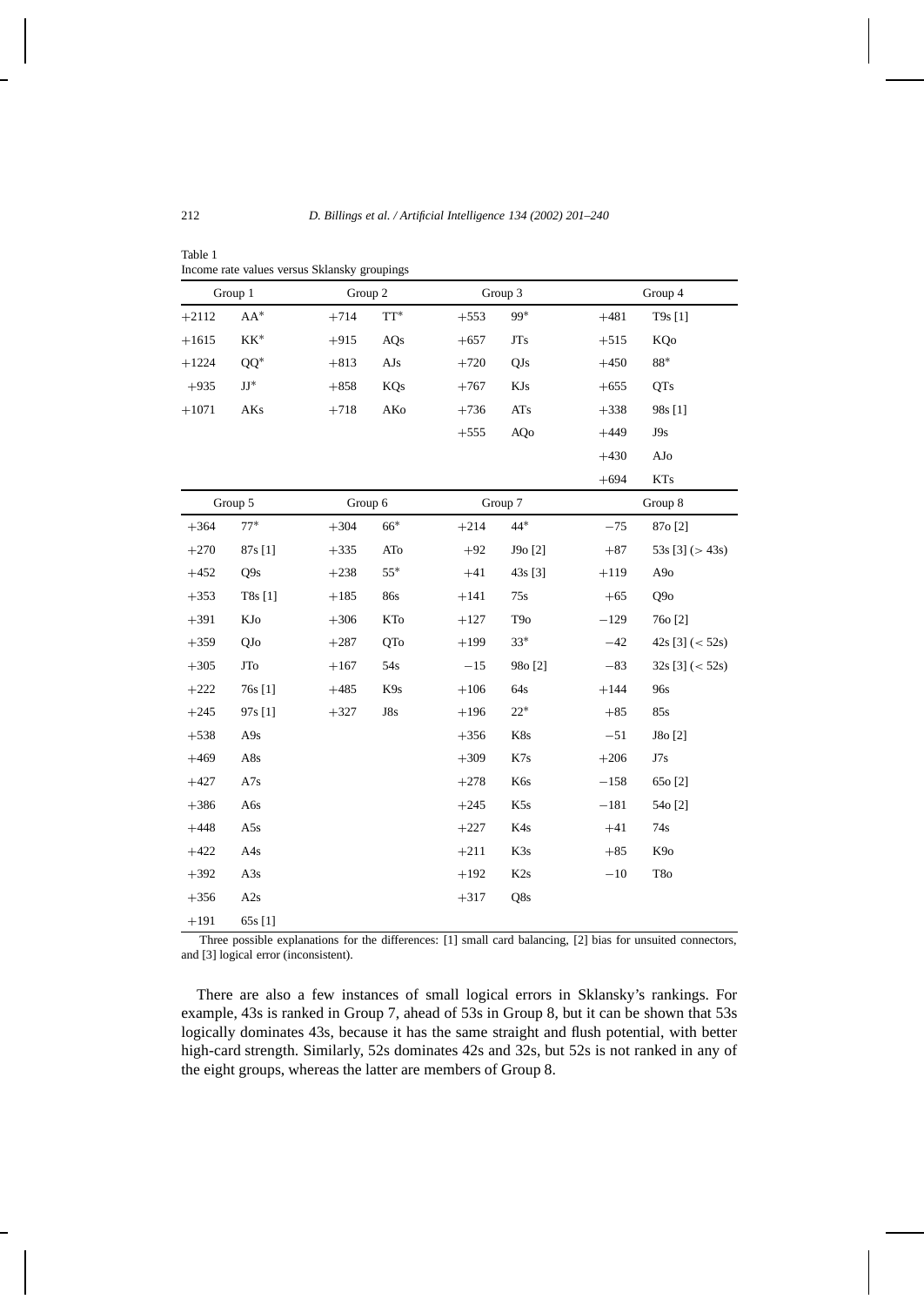Table 1
Income rate values versus Sklansky groupings

| Group 1 | | Group 2 | | Group 3 | | Group 4 | |
|---|---|---|---|---|---|---|---|
| +2112 | AA* | +714 | TT* | +553 | 99* | +481 | T9s [1] |
| +1615 | KK* | +915 | AQs | +657 | JTs | +515 | KQo |
| +1224 | QQ* | +813 | AJs | +720 | QJs | +450 | 88* |
| +935 | JJ* | +858 | KQs | +767 | KJs | +655 | QTs |
| +1071 | AKs | +718 | AKo | +736 | ATs | +338 | 98s [1] |
| | | | | +555 | AQo | +449 | J9s |
| | | | | | | +430 | AJo |
| | | | | | | +694 | KTs |
| **Group 5** | | **Group 6** | | **Group 7** | | **Group 8** | |
| +364 | 77* | +304 | 66* | +214 | 44* | −75 | 87o [2] |
| +270 | 87s [1] | +335 | ATo | +92 | J9o [2] | +87 | 53s [3] (> 43s) |
| +452 | Q9s | +238 | 55* | +41 | 43s [3] | +119 | A9o |
| +353 | T8s [1] | +185 | 86s | +141 | 75s | +65 | Q9o |
| +391 | KJo | +306 | KTo | +127 | T9o | −129 | 76o [2] |
| +359 | QJo | +287 | QTo | +199 | 33* | −42 | 42s [3] (< 52s) |
| +305 | JTo | +167 | 54s | −15 | 98o [2] | −83 | 32s [3] (< 52s) |
| +222 | 76s [1] | +485 | K9s | +106 | 64s | +144 | 96s |
| +245 | 97s [1] | +327 | J8s | +196 | 22* | +85 | 85s |
| +538 | A9s | | | +356 | K8s | −51 | J8o [2] |
| +469 | A8s | | | +309 | K7s | +206 | J7s |
| +427 | A7s | | | +278 | K6s | −158 | 65o [2] |
| +386 | A6s | | | +245 | K5s | −181 | 54o [2] |
| +448 | A5s | | | +227 | K4s | +41 | 74s |
| +422 | A4s | | | +211 | K3s | +85 | K9o |
| +392 | A3s | | | +192 | K2s | −10 | T8o |
| +356 | A2s | | | +317 | Q8s | | |
| +191 | 65s [1] | | | | | | |

Three possible explanations for the differences: [1] small card balancing, [2] bias for unsuited connectors, and [3] logical error (inconsistent).

There are also a few instances of small logical errors in Sklansky's rankings. For example, 43s is ranked in Group 7, ahead of 53s in Group 8, but it can be shown that 53s logically dominates 43s, because it has the same straight and flush potential, with better high-card strength. Similarly, 52s dominates 42s and 32s, but 52s is not ranked in any of the eight groups, whereas the latter are members of Group 8.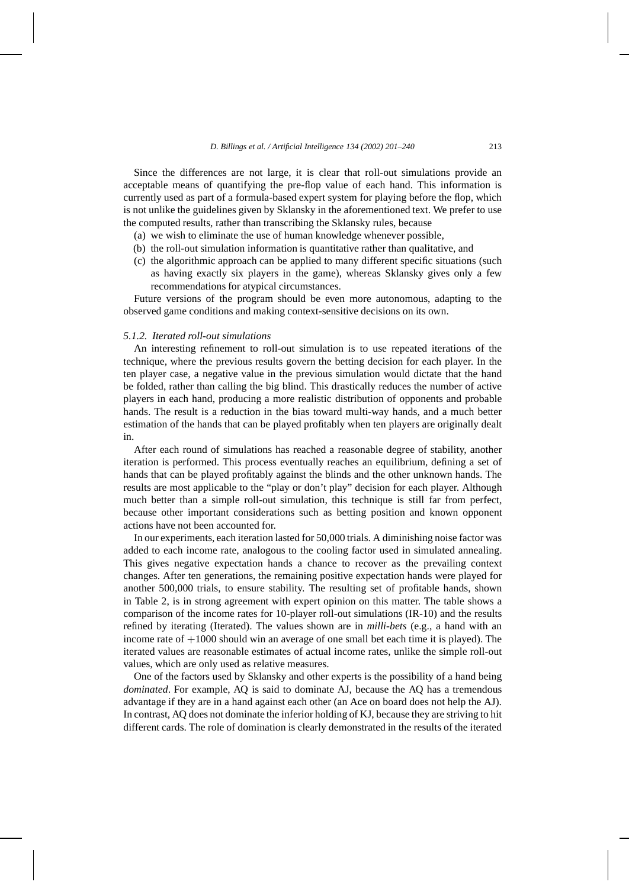Since the differences are not large, it is clear that roll-out simulations provide an acceptable means of quantifying the pre-flop value of each hand. This information is currently used as part of a formula-based expert system for playing before the flop, which is not unlike the guidelines given by Sklansky in the aforementioned text. We prefer to use the computed results, rather than transcribing the Sklansky rules, because

(a) we wish to eliminate the use of human knowledge whenever possible,
(b) the roll-out simulation information is quantitative rather than qualitative, and
(c) the algorithmic approach can be applied to many different specific situations (such as having exactly six players in the game), whereas Sklansky gives only a few recommendations for atypical circumstances.

Future versions of the program should be even more autonomous, adapting to the observed game conditions and making context-sensitive decisions on its own.

### *5.1.2. Iterated roll-out simulations*

An interesting refinement to roll-out simulation is to use repeated iterations of the technique, where the previous results govern the betting decision for each player. In the ten player case, a negative value in the previous simulation would dictate that the hand be folded, rather than calling the big blind. This drastically reduces the number of active players in each hand, producing a more realistic distribution of opponents and probable hands. The result is a reduction in the bias toward multi-way hands, and a much better estimation of the hands that can be played profitably when ten players are originally dealt in.

After each round of simulations has reached a reasonable degree of stability, another iteration is performed. This process eventually reaches an equilibrium, defining a set of hands that can be played profitably against the blinds and the other unknown hands. The results are most applicable to the "play or don't play" decision for each player. Although much better than a simple roll-out simulation, this technique is still far from perfect, because other important considerations such as betting position and known opponent actions have not been accounted for.

In our experiments, each iteration lasted for 50,000 trials. A diminishing noise factor was added to each income rate, analogous to the cooling factor used in simulated annealing. This gives negative expectation hands a chance to recover as the prevailing context changes. After ten generations, the remaining positive expectation hands were played for another 500,000 trials, to ensure stability. The resulting set of profitable hands, shown in Table 2, is in strong agreement with expert opinion on this matter. The table shows a comparison of the income rates for 10-player roll-out simulations (IR-10) and the results refined by iterating (Iterated). The values shown are in *milli-bets* (e.g., a hand with an income rate of $+1000$ should win an average of one small bet each time it is played). The iterated values are reasonable estimates of actual income rates, unlike the simple roll-out values, which are only used as relative measures.

One of the factors used by Sklansky and other experts is the possibility of a hand being *dominated*. For example, AQ is said to dominate AJ, because the AQ has a tremendous advantage if they are in a hand against each other (an Ace on board does not help the AJ). In contrast, AQ does not dominate the inferior holding of KJ, because they are striving to hit different cards. The role of domination is clearly demonstrated in the results of the iterated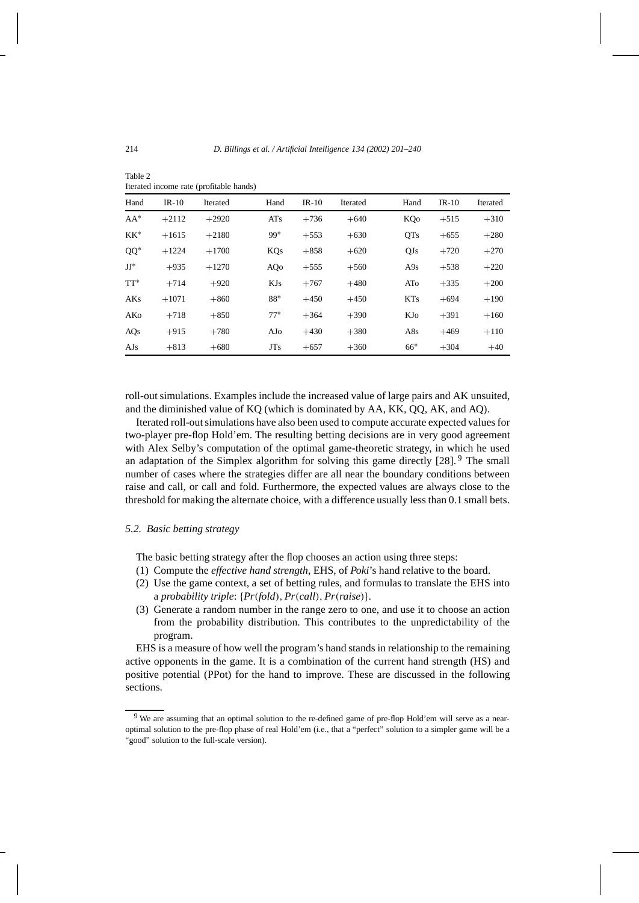Table 2
Iterated income rate (profitable hands)

| Hand | IR-10 | Iterated | Hand | IR-10 | Iterated | Hand | IR-10 | Iterated |
|---|---|---|---|---|---|---|---|---|
| AA* | +2112 | +2920 | ATs | +736 | +640 | KQo | +515 | +310 |
| KK* | +1615 | +2180 | 99* | +553 | +630 | QTs | +655 | +280 |
| QQ* | +1224 | +1700 | KQs | +858 | +620 | QJs | +720 | +270 |
| JJ* | +935 | +1270 | AQo | +555 | +560 | A9s | +538 | +220 |
| TT* | +714 | +920 | KJs | +767 | +480 | ATo | +335 | +200 |
| AKs | +1071 | +860 | 88* | +450 | +450 | KTs | +694 | +190 |
| AKo | +718 | +850 | 77* | +364 | +390 | KJo | +391 | +160 |
| AQs | +915 | +780 | AJo | +430 | +380 | A8s | +469 | +110 |
| AJs | +813 | +680 | JTs | +657 | +360 | 66* | +304 | +40 |

roll-out simulations. Examples include the increased value of large pairs and AK unsuited, and the diminished value of KQ (which is dominated by AA, KK, QQ, AK, and AQ).

Iterated roll-out simulations have also been used to compute accurate expected values for two-player pre-flop Hold'em. The resulting betting decisions are in very good agreement with Alex Selby's computation of the optimal game-theoretic strategy, in which he used an adaptation of the Simplex algorithm for solving this game directly [28].[9] The small number of cases where the strategies differ are all near the boundary conditions between raise and call, or call and fold. Furthermore, the expected values are always close to the threshold for making the alternate choice, with a difference usually less than 0.1 small bets.

### 5.2. Basic betting strategy

The basic betting strategy after the flop chooses an action using three steps:

(1) Compute the *effective hand strength*, EHS, of *Poki*'s hand relative to the board.
(2) Use the game context, a set of betting rules, and formulas to translate the EHS into a *probability triple*: $\{Pr(fold), Pr(call), Pr(raise)\}$.
(3) Generate a random number in the range zero to one, and use it to choose an action from the probability distribution. This contributes to the unpredictability of the program.

EHS is a measure of how well the program's hand stands in relationship to the remaining active opponents in the game. It is a combination of the current hand strength (HS) and positive potential (PPot) for the hand to improve. These are discussed in the following sections.

[9] We are assuming that an optimal solution to the re-defined game of pre-flop Hold'em will serve as a near-optimal solution to the pre-flop phase of real Hold'em (i.e., that a "perfect" solution to a simpler game will be a "good" solution to the full-scale version).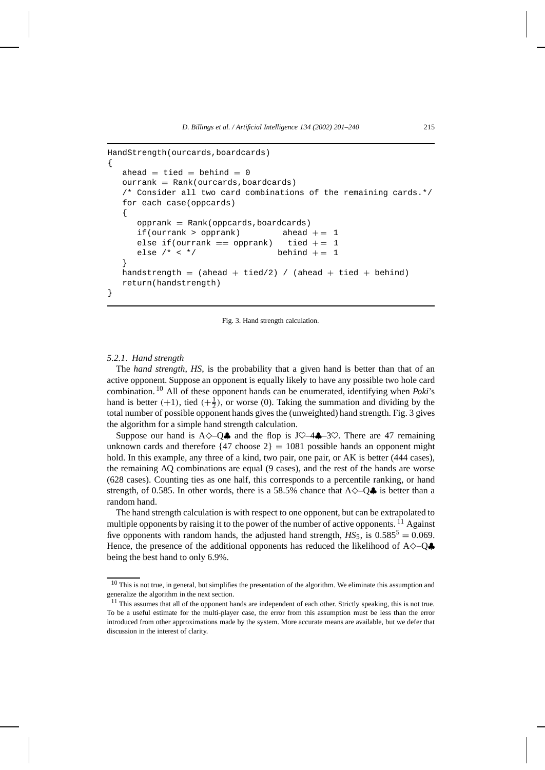```
HandStrength(ourcards,boardcards)
{
   ahead = tied = behind = 0
   ourrank = Rank(ourcards,boardcards)
   /* Consider all two card combinations of the remaining cards.*/
   for each case(oppcards)
   {
      opprank = Rank(oppcards,boardcards)
      if(ourrank > opprank)        ahead += 1
      else if(ourrank == opprank)   tied += 1
      else /* < */                 behind += 1
   }
   handstrength = (ahead + tied/2) / (ahead + tied + behind)
   return(handstrength)
}
```

Fig. 3. Hand strength calculation.

### 5.2.1. Hand strength

The *hand strength*, *HS*, is the probability that a given hand is better than that of an active opponent. Suppose an opponent is equally likely to have any possible two hole card combination.[10] All of these opponent hands can be enumerated, identifying when *Poki*'s hand is better $(+1)$, tied $(+\frac{1}{2})$, or worse (0). Taking the summation and dividing by the total number of possible opponent hands gives the (unweighted) hand strength. Fig. 3 gives the algorithm for a simple hand strength calculation.

Suppose our hand is A♢–Q♣ and the flop is J♡–4♣–3♡. There are 47 remaining unknown cards and therefore $\{47 \text{ choose } 2\} = 1081$ possible hands an opponent might hold. In this example, any three of a kind, two pair, one pair, or AK is better (444 cases), the remaining AQ combinations are equal (9 cases), and the rest of the hands are worse (628 cases). Counting ties as one half, this corresponds to a percentile ranking, or hand strength, of 0.585. In other words, there is a 58.5% chance that A♢–Q♣ is better than a random hand.

The hand strength calculation is with respect to one opponent, but can be extrapolated to multiple opponents by raising it to the power of the number of active opponents.[11] Against five opponents with random hands, the adjusted hand strength, $HS_5$, is $0.585^5 = 0.069$. Hence, the presence of the additional opponents has reduced the likelihood of A♢–Q♣ being the best hand to only 6.9%.

---

[10] This is not true, in general, but simplifies the presentation of the algorithm. We eliminate this assumption and generalize the algorithm in the next section.

[11] This assumes that all of the opponent hands are independent of each other. Strictly speaking, this is not true. To be a useful estimate for the multi-player case, the error from this assumption must be less than the error introduced from other approximations made by the system. More accurate means are available, but we defer that discussion in the interest of clarity.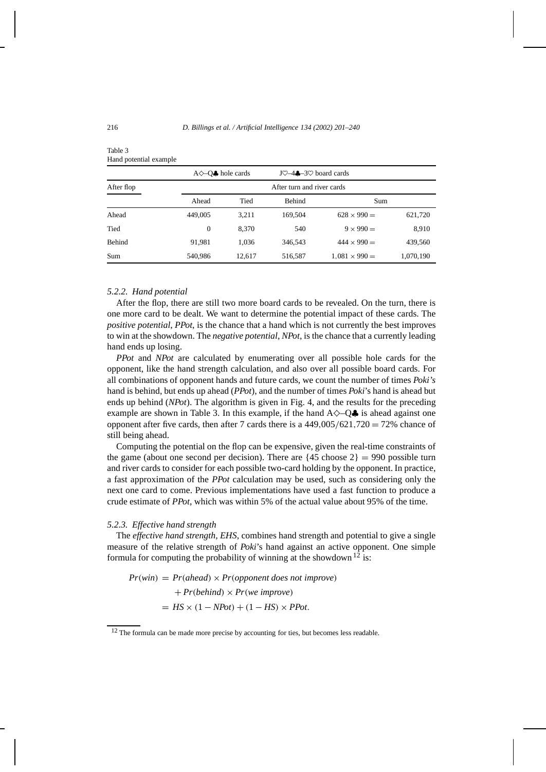Table 3
Hand potential example

| | A◇–Q♣ hole cards | | J♡–4♣–3♡ board cards | | |
|---|---|---|---|---|---|
| After flop | After turn and river cards | | | | |
| | Ahead | Tied | Behind | Sum | |
| Ahead | 449,005 | 3,211 | 169,504 | $628 \times 990 =$ | 621,720 |
| Tied | 0 | 8,370 | 540 | $9 \times 990 =$ | 8,910 |
| Behind | 91,981 | 1,036 | 346,543 | $444 \times 990 =$ | 439,560 |
| Sum | 540,986 | 12,617 | 516,587 | $1{,}081 \times 990 =$ | 1,070,190 |

#### 5.2.2. *Hand potential*

After the flop, there are still two more board cards to be revealed. On the turn, there is one more card to be dealt. We want to determine the potential impact of these cards. The *positive potential*, *PPot*, is the chance that a hand which is not currently the best improves to win at the showdown. The *negative potential*, *NPot*, is the chance that a currently leading hand ends up losing.

*PPot* and *NPot* are calculated by enumerating over all possible hole cards for the opponent, like the hand strength calculation, and also over all possible board cards. For all combinations of opponent hands and future cards, we count the number of times *Poki's* hand is behind, but ends up ahead (*PPot*), and the number of times *Poki*'s hand is ahead but ends up behind (*NPot*). The algorithm is given in Fig. 4, and the results for the preceding example are shown in Table 3. In this example, if the hand A◇–Q♣ is ahead against one opponent after five cards, then after 7 cards there is a $449{,}005/621{,}720 = 72\%$ chance of still being ahead.

Computing the potential on the flop can be expensive, given the real-time constraints of the game (about one second per decision). There are $\{45 \text{ choose } 2\} = 990$ possible turn and river cards to consider for each possible two-card holding by the opponent. In practice, a fast approximation of the *PPot* calculation may be used, such as considering only the next one card to come. Previous implementations have used a fast function to produce a crude estimate of *PPot*, which was within 5% of the actual value about 95% of the time.

#### 5.2.3. *Effective hand strength*

The *effective hand strength*, *EHS*, combines hand strength and potential to give a single measure of the relative strength of *Poki*'s hand against an active opponent. One simple formula for computing the probability of winning at the showdown [12] is:

$$
\begin{aligned}
Pr(win) &= Pr(ahead) \times Pr(opponent\ does\ not\ improve) \\
&\quad + Pr(behind) \times Pr(we\ improve) \\
&= HS \times (1 - NPot) + (1 - HS) \times PPot.
\end{aligned}
$$

[12] The formula can be made more precise by accounting for ties, but becomes less readable.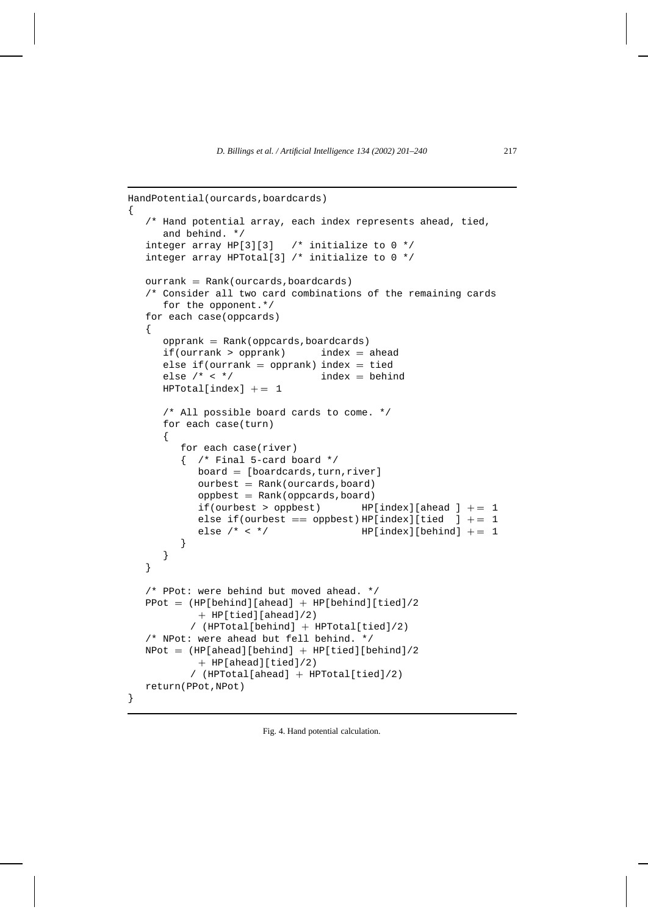```
HandPotential(ourcards,boardcards)
{
   /* Hand potential array, each index represents ahead, tied,
      and behind. */
   integer array HP[3][3]   /* initialize to 0 */
   integer array HPTotal[3] /* initialize to 0 */

   ourrank = Rank(ourcards,boardcards)
   /* Consider all two card combinations of the remaining cards
      for the opponent.*/
   for each case(oppcards)
   {
      opprank = Rank(oppcards,boardcards)
      if(ourrank > opprank)      index = ahead
      else if(ourrank = opprank) index = tied
      else /* < */               index = behind
      HPTotal[index] += 1

      /* All possible board cards to come. */
      for each case(turn)
      {
         for each case(river)
         {  /* Final 5-card board */
            board = [boardcards,turn,river]
            ourbest = Rank(ourcards,board)
            oppbest = Rank(oppcards,board)
            if(ourbest > oppbest)       HP[index][ahead ] += 1
            else if(ourbest == oppbest) HP[index][tied  ] += 1
            else /* < */                HP[index][behind] += 1
         }
      }
   }

   /* PPot: were behind but moved ahead. */
   PPot = (HP[behind][ahead] + HP[behind][tied]/2
            + HP[tied][ahead]/2)
          / (HPTotal[behind] + HPTotal[tied]/2)
   /* NPot: were ahead but fell behind. */
   NPot = (HP[ahead][behind] + HP[tied][behind]/2
            + HP[ahead][tied]/2)
          / (HPTotal[ahead] + HPTotal[tied]/2)
   return(PPot,NPot)
}
```

Fig. 4. Hand potential calculation.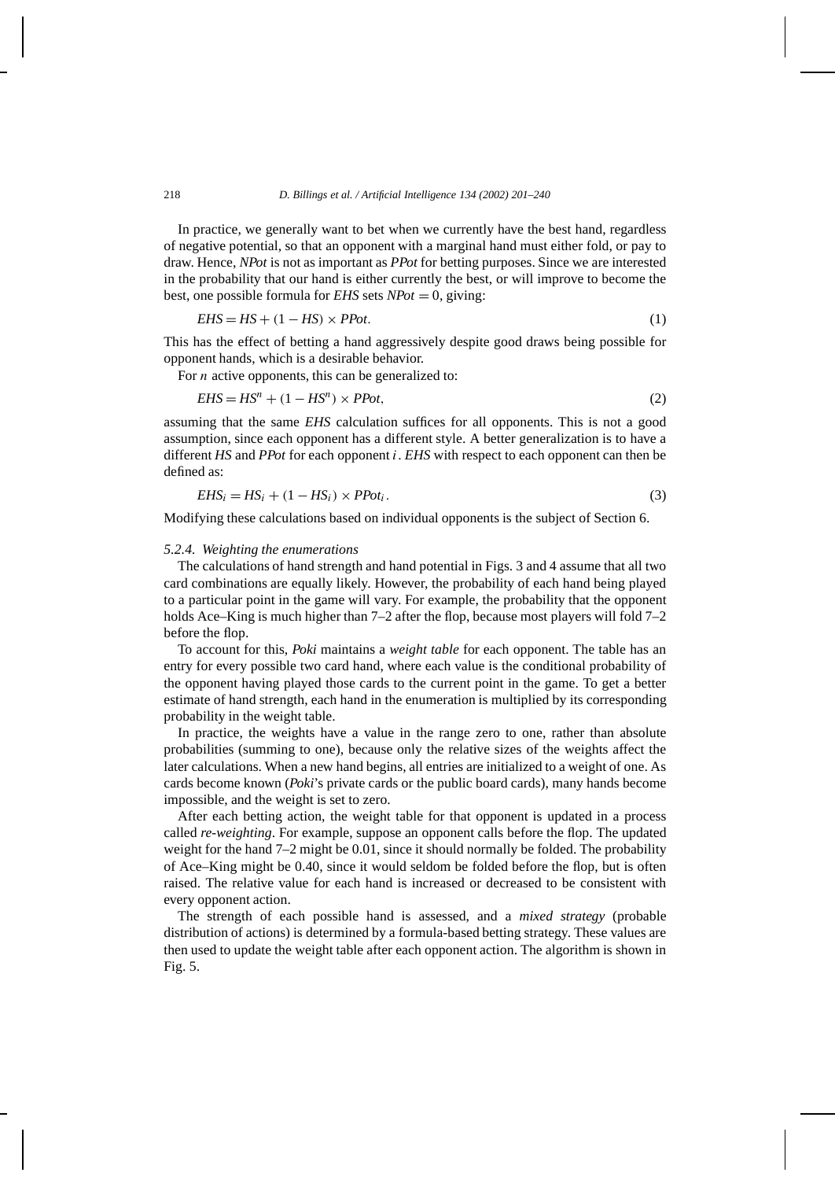In practice, we generally want to bet when we currently have the best hand, regardless of negative potential, so that an opponent with a marginal hand must either fold, or pay to draw. Hence, *NPot* is not as important as *PPot* for betting purposes. Since we are interested in the probability that our hand is either currently the best, or will improve to become the best, one possible formula for *EHS* sets $NPot = 0$, giving:

$$EHS = HS + (1 - HS) \times PPot. \tag{1}$$

This has the effect of betting a hand aggressively despite good draws being possible for opponent hands, which is a desirable behavior.

For $n$ active opponents, this can be generalized to:

$$EHS = HS^n + (1 - HS^n) \times PPot, \tag{2}$$

assuming that the same *EHS* calculation suffices for all opponents. This is not a good assumption, since each opponent has a different style. A better generalization is to have a different *HS* and *PPot* for each opponent $i$. *EHS* with respect to each opponent can then be defined as:

$$EHS_i = HS_i + (1 - HS_i) \times PPot_i. \tag{3}$$

Modifying these calculations based on individual opponents is the subject of Section 6.

#### *5.2.4. Weighting the enumerations*

The calculations of hand strength and hand potential in Figs. 3 and 4 assume that all two card combinations are equally likely. However, the probability of each hand being played to a particular point in the game will vary. For example, the probability that the opponent holds Ace–King is much higher than 7–2 after the flop, because most players will fold 7–2 before the flop.

To account for this, *Poki* maintains a *weight table* for each opponent. The table has an entry for every possible two card hand, where each value is the conditional probability of the opponent having played those cards to the current point in the game. To get a better estimate of hand strength, each hand in the enumeration is multiplied by its corresponding probability in the weight table.

In practice, the weights have a value in the range zero to one, rather than absolute probabilities (summing to one), because only the relative sizes of the weights affect the later calculations. When a new hand begins, all entries are initialized to a weight of one. As cards become known (*Poki*'s private cards or the public board cards), many hands become impossible, and the weight is set to zero.

After each betting action, the weight table for that opponent is updated in a process called *re-weighting*. For example, suppose an opponent calls before the flop. The updated weight for the hand 7–2 might be 0.01, since it should normally be folded. The probability of Ace–King might be 0.40, since it would seldom be folded before the flop, but is often raised. The relative value for each hand is increased or decreased to be consistent with every opponent action.

The strength of each possible hand is assessed, and a *mixed strategy* (probable distribution of actions) is determined by a formula-based betting strategy. These values are then used to update the weight table after each opponent action. The algorithm is shown in Fig. 5.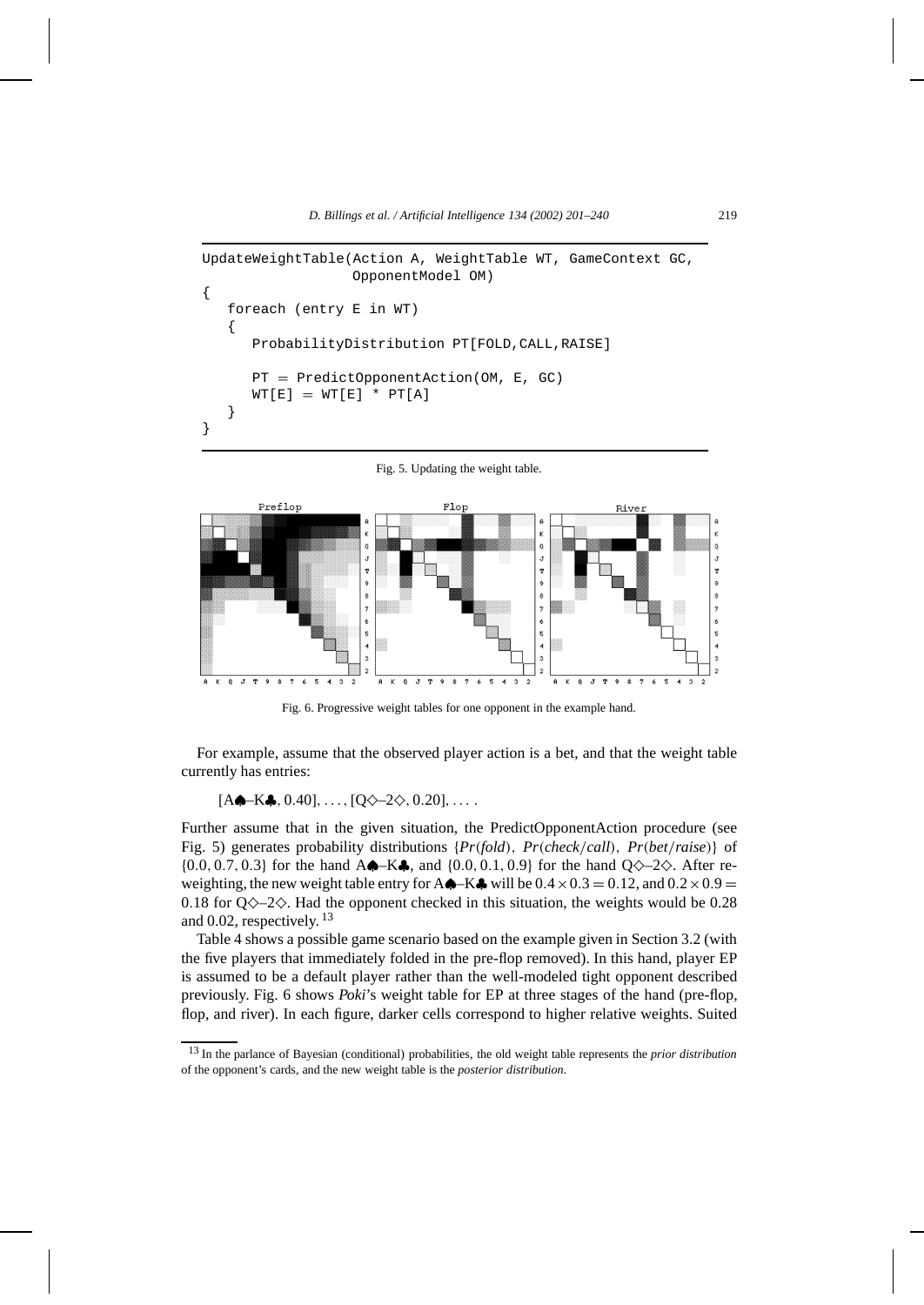```
UpdateWeightTable(Action A, WeightTable WT, GameContext GC,
                  OpponentModel OM)
{
   foreach (entry E in WT)
   {
      ProbabilityDistribution PT[FOLD,CALL,RAISE]

      PT = PredictOpponentAction(OM, E, GC)
      WT[E] = WT[E] * PT[A]
   }
}
```

Fig. 5. Updating the weight table.

Fig. 6. Progressive weight tables for one opponent in the example hand.

For example, assume that the observed player action is a bet, and that the weight table currently has entries:

[A♠–K♣, 0.40], ..., [Q♢–2♢, 0.20], ... .

Further assume that in the given situation, the PredictOpponentAction procedure (see Fig. 5) generates probability distributions $\{Pr(\textit{fold}), Pr(\textit{check}/\textit{call}), Pr(\textit{bet}/\textit{raise})\}$ of $\{0.0, 0.7, 0.3\}$ for the hand A♠–K♣, and $\{0.0, 0.1, 0.9\}$ for the hand Q♢–2♢. After re-weighting, the new weight table entry for A♠–K♣ will be $0.4 \times 0.3 = 0.12$, and $0.2 \times 0.9 = 0.18$ for Q♢–2♢. Had the opponent checked in this situation, the weights would be 0.28 and 0.02, respectively.[13]

Table 4 shows a possible game scenario based on the example given in Section 3.2 (with the five players that immediately folded in the pre-flop removed). In this hand, player EP is assumed to be a default player rather than the well-modeled tight opponent described previously. Fig. 6 shows *Poki*'s weight table for EP at three stages of the hand (pre-flop, flop, and river). In each figure, darker cells correspond to higher relative weights. Suited

[13] In the parlance of Bayesian (conditional) probabilities, the old weight table represents the *prior distribution* of the opponent's cards, and the new weight table is the *posterior distribution*.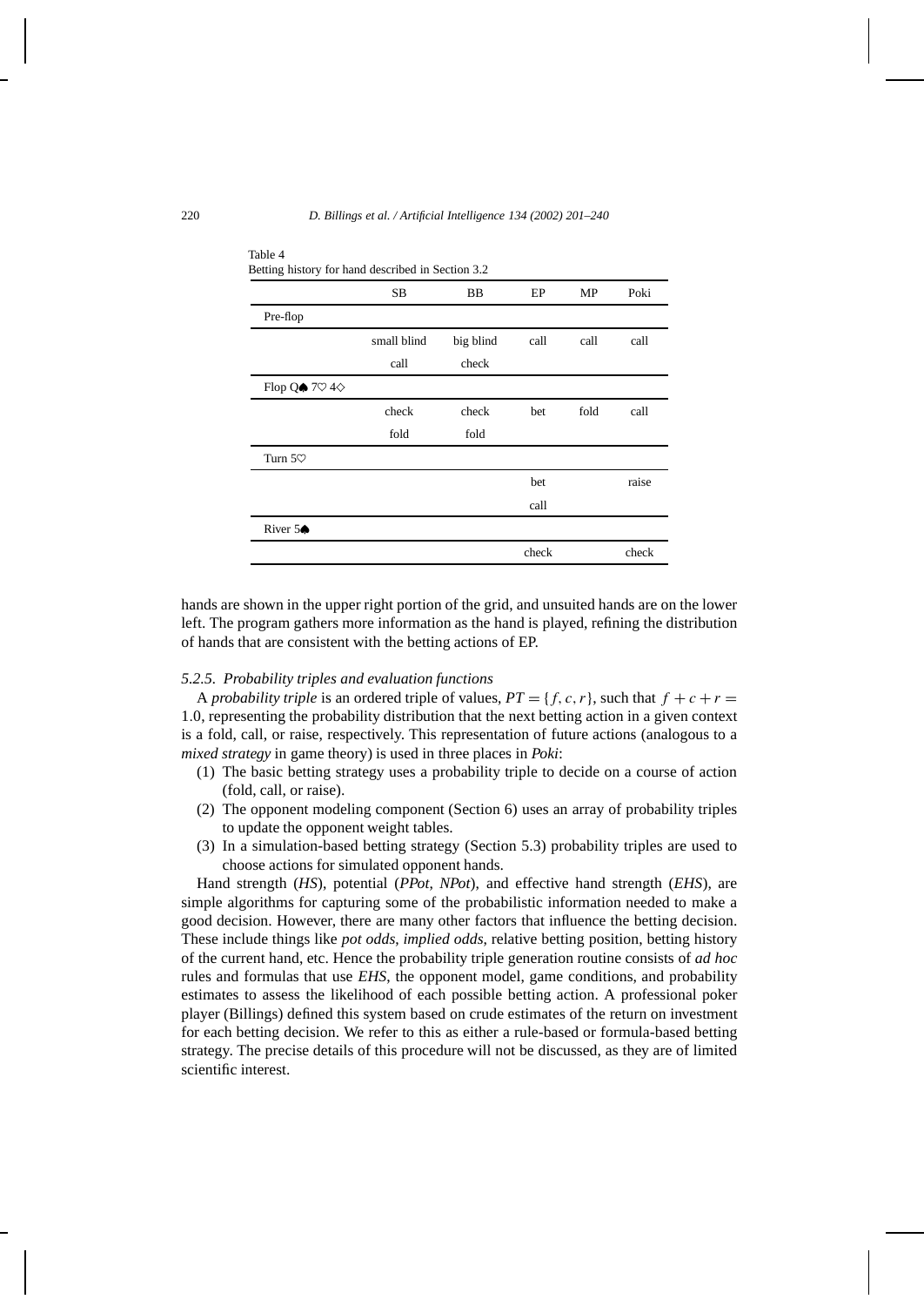Table 4
Betting history for hand described in Section 3.2

| | SB | BB | EP | MP | Poki |
|---|---|---|---|---|---|
| Pre-flop | | | | | |
| | small blind | big blind | call | call | call |
| | call | check | | | |
| Flop Q♠ 7♡ 4♢ | | | | | |
| | check | check | bet | fold | call |
| | fold | fold | | | |
| Turn 5♡ | | | | | |
| | | | bet | | raise |
| | | | call | | |
| River 5♠ | | | | | |
| | | | check | | check |

hands are shown in the upper right portion of the grid, and unsuited hands are on the lower left. The program gathers more information as the hand is played, refining the distribution of hands that are consistent with the betting actions of EP.

#### 5.2.5. Probability triples and evaluation functions

A *probability triple* is an ordered triple of values, $PT = \{f, c, r\}$, such that $f + c + r = 1.0$, representing the probability distribution that the next betting action in a given context is a fold, call, or raise, respectively. This representation of future actions (analogous to a *mixed strategy* in game theory) is used in three places in *Poki*:

(1) The basic betting strategy uses a probability triple to decide on a course of action (fold, call, or raise).
(2) The opponent modeling component (Section 6) uses an array of probability triples to update the opponent weight tables.
(3) In a simulation-based betting strategy (Section 5.3) probability triples are used to choose actions for simulated opponent hands.

Hand strength (*HS*), potential (*PPot*, *NPot*), and effective hand strength (*EHS*), are simple algorithms for capturing some of the probabilistic information needed to make a good decision. However, there are many other factors that influence the betting decision. These include things like *pot odds*, *implied odds*, relative betting position, betting history of the current hand, etc. Hence the probability triple generation routine consists of *ad hoc* rules and formulas that use *EHS*, the opponent model, game conditions, and probability estimates to assess the likelihood of each possible betting action. A professional poker player (Billings) defined this system based on crude estimates of the return on investment for each betting decision. We refer to this as either a rule-based or formula-based betting strategy. The precise details of this procedure will not be discussed, as they are of limited scientific interest.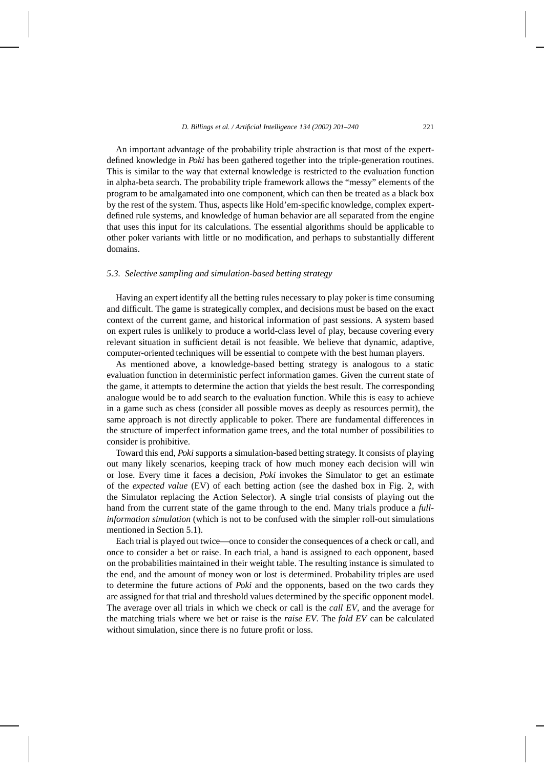An important advantage of the probability triple abstraction is that most of the expert-defined knowledge in *Poki* has been gathered together into the triple-generation routines. This is similar to the way that external knowledge is restricted to the evaluation function in alpha-beta search. The probability triple framework allows the "messy" elements of the program to be amalgamated into one component, which can then be treated as a black box by the rest of the system. Thus, aspects like Hold'em-specific knowledge, complex expert-defined rule systems, and knowledge of human behavior are all separated from the engine that uses this input for its calculations. The essential algorithms should be applicable to other poker variants with little or no modification, and perhaps to substantially different domains.

### *5.3. Selective sampling and simulation-based betting strategy*

Having an expert identify all the betting rules necessary to play poker is time consuming and difficult. The game is strategically complex, and decisions must be based on the exact context of the current game, and historical information of past sessions. A system based on expert rules is unlikely to produce a world-class level of play, because covering every relevant situation in sufficient detail is not feasible. We believe that dynamic, adaptive, computer-oriented techniques will be essential to compete with the best human players.

As mentioned above, a knowledge-based betting strategy is analogous to a static evaluation function in deterministic perfect information games. Given the current state of the game, it attempts to determine the action that yields the best result. The corresponding analogue would be to add search to the evaluation function. While this is easy to achieve in a game such as chess (consider all possible moves as deeply as resources permit), the same approach is not directly applicable to poker. There are fundamental differences in the structure of imperfect information game trees, and the total number of possibilities to consider is prohibitive.

Toward this end, *Poki* supports a simulation-based betting strategy. It consists of playing out many likely scenarios, keeping track of how much money each decision will win or lose. Every time it faces a decision, *Poki* invokes the Simulator to get an estimate of the *expected value* (EV) of each betting action (see the dashed box in Fig. 2, with the Simulator replacing the Action Selector). A single trial consists of playing out the hand from the current state of the game through to the end. Many trials produce a *full-information simulation* (which is not to be confused with the simpler roll-out simulations mentioned in Section 5.1).

Each trial is played out twice—once to consider the consequences of a check or call, and once to consider a bet or raise. In each trial, a hand is assigned to each opponent, based on the probabilities maintained in their weight table. The resulting instance is simulated to the end, and the amount of money won or lost is determined. Probability triples are used to determine the future actions of *Poki* and the opponents, based on the two cards they are assigned for that trial and threshold values determined by the specific opponent model. The average over all trials in which we check or call is the *call EV*, and the average for the matching trials where we bet or raise is the *raise EV*. The *fold EV* can be calculated without simulation, since there is no future profit or loss.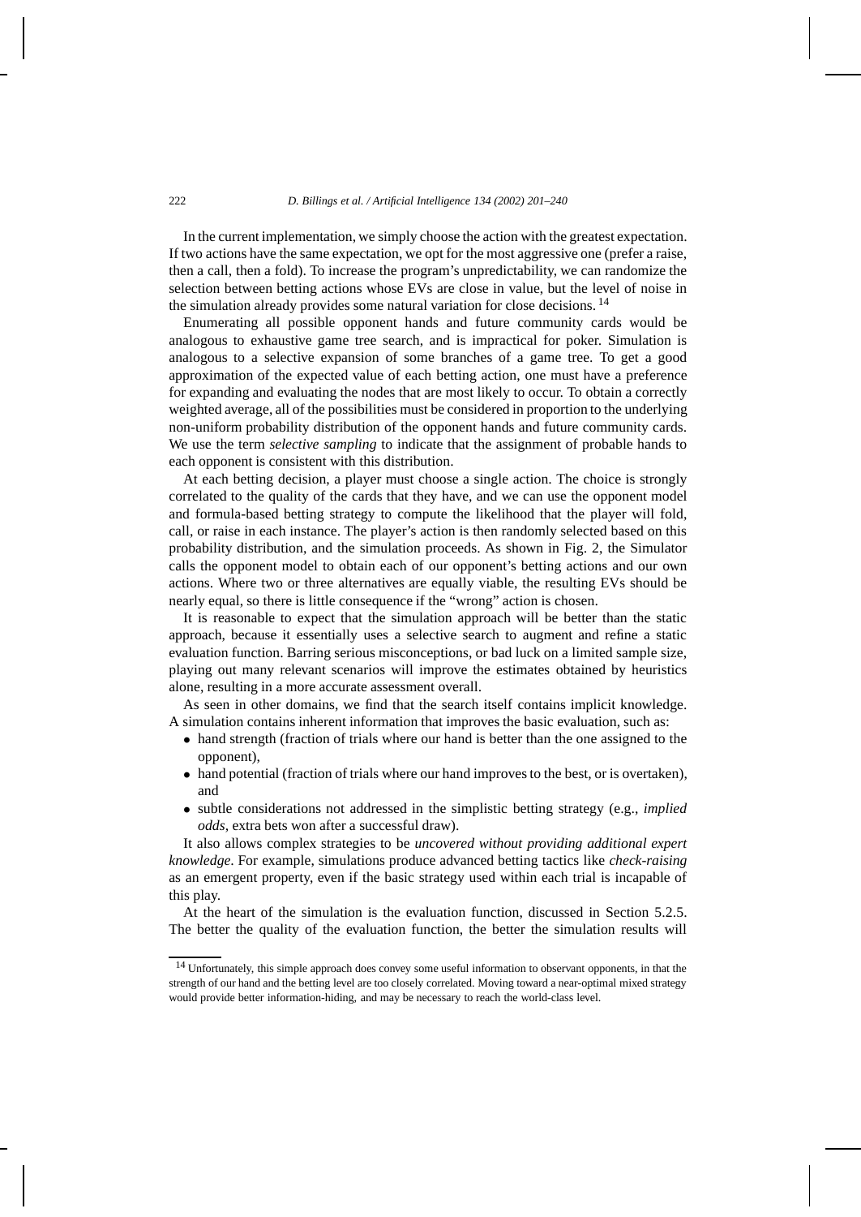In the current implementation, we simply choose the action with the greatest expectation. If two actions have the same expectation, we opt for the most aggressive one (prefer a raise, then a call, then a fold). To increase the program's unpredictability, we can randomize the selection between betting actions whose EVs are close in value, but the level of noise in the simulation already provides some natural variation for close decisions. [14]

Enumerating all possible opponent hands and future community cards would be analogous to exhaustive game tree search, and is impractical for poker. Simulation is analogous to a selective expansion of some branches of a game tree. To get a good approximation of the expected value of each betting action, one must have a preference for expanding and evaluating the nodes that are most likely to occur. To obtain a correctly weighted average, all of the possibilities must be considered in proportion to the underlying non-uniform probability distribution of the opponent hands and future community cards. We use the term *selective sampling* to indicate that the assignment of probable hands to each opponent is consistent with this distribution.

At each betting decision, a player must choose a single action. The choice is strongly correlated to the quality of the cards that they have, and we can use the opponent model and formula-based betting strategy to compute the likelihood that the player will fold, call, or raise in each instance. The player's action is then randomly selected based on this probability distribution, and the simulation proceeds. As shown in Fig. 2, the Simulator calls the opponent model to obtain each of our opponent's betting actions and our own actions. Where two or three alternatives are equally viable, the resulting EVs should be nearly equal, so there is little consequence if the "wrong" action is chosen.

It is reasonable to expect that the simulation approach will be better than the static approach, because it essentially uses a selective search to augment and refine a static evaluation function. Barring serious misconceptions, or bad luck on a limited sample size, playing out many relevant scenarios will improve the estimates obtained by heuristics alone, resulting in a more accurate assessment overall.

As seen in other domains, we find that the search itself contains implicit knowledge. A simulation contains inherent information that improves the basic evaluation, such as:

- hand strength (fraction of trials where our hand is better than the one assigned to the opponent),
- hand potential (fraction of trials where our hand improves to the best, or is overtaken), and
- subtle considerations not addressed in the simplistic betting strategy (e.g., *implied odds*, extra bets won after a successful draw).

It also allows complex strategies to be *uncovered without providing additional expert knowledge*. For example, simulations produce advanced betting tactics like *check-raising* as an emergent property, even if the basic strategy used within each trial is incapable of this play.

At the heart of the simulation is the evaluation function, discussed in Section 5.2.5. The better the quality of the evaluation function, the better the simulation results will

[14] Unfortunately, this simple approach does convey some useful information to observant opponents, in that the strength of our hand and the betting level are too closely correlated. Moving toward a near-optimal mixed strategy would provide better information-hiding, and may be necessary to reach the world-class level.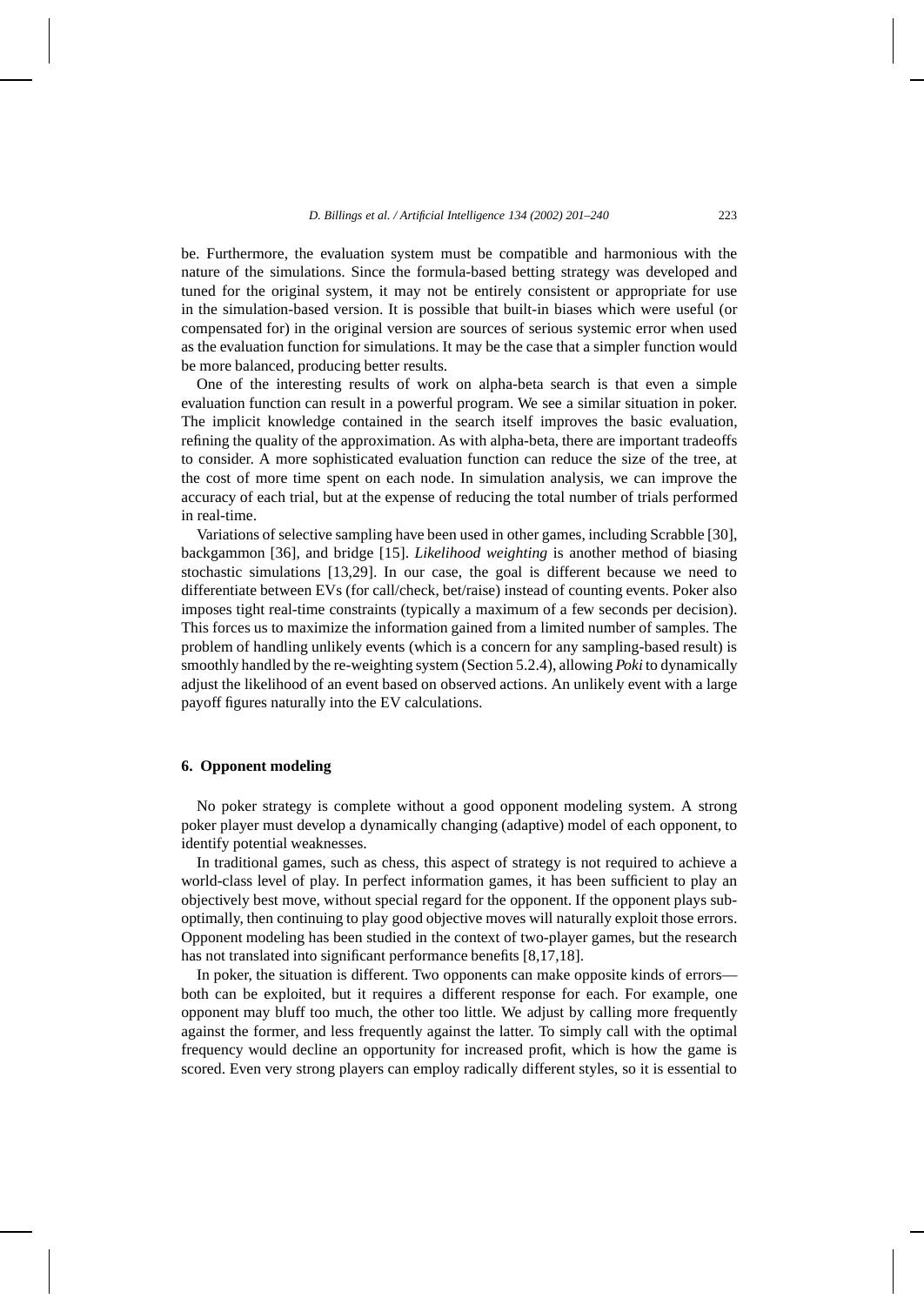be. Furthermore, the evaluation system must be compatible and harmonious with the nature of the simulations. Since the formula-based betting strategy was developed and tuned for the original system, it may not be entirely consistent or appropriate for use in the simulation-based version. It is possible that built-in biases which were useful (or compensated for) in the original version are sources of serious systemic error when used as the evaluation function for simulations. It may be the case that a simpler function would be more balanced, producing better results.

One of the interesting results of work on alpha-beta search is that even a simple evaluation function can result in a powerful program. We see a similar situation in poker. The implicit knowledge contained in the search itself improves the basic evaluation, refining the quality of the approximation. As with alpha-beta, there are important tradeoffs to consider. A more sophisticated evaluation function can reduce the size of the tree, at the cost of more time spent on each node. In simulation analysis, we can improve the accuracy of each trial, but at the expense of reducing the total number of trials performed in real-time.

Variations of selective sampling have been used in other games, including Scrabble [30], backgammon [36], and bridge [15]. *Likelihood weighting* is another method of biasing stochastic simulations [13,29]. In our case, the goal is different because we need to differentiate between EVs (for call/check, bet/raise) instead of counting events. Poker also imposes tight real-time constraints (typically a maximum of a few seconds per decision). This forces us to maximize the information gained from a limited number of samples. The problem of handling unlikely events (which is a concern for any sampling-based result) is smoothly handled by the re-weighting system (Section 5.2.4), allowing *Poki* to dynamically adjust the likelihood of an event based on observed actions. An unlikely event with a large payoff figures naturally into the EV calculations.

## 6. Opponent modeling

No poker strategy is complete without a good opponent modeling system. A strong poker player must develop a dynamically changing (adaptive) model of each opponent, to identify potential weaknesses.

In traditional games, such as chess, this aspect of strategy is not required to achieve a world-class level of play. In perfect information games, it has been sufficient to play an objectively best move, without special regard for the opponent. If the opponent plays sub-optimally, then continuing to play good objective moves will naturally exploit those errors. Opponent modeling has been studied in the context of two-player games, but the research has not translated into significant performance benefits [8,17,18].

In poker, the situation is different. Two opponents can make opposite kinds of errors—both can be exploited, but it requires a different response for each. For example, one opponent may bluff too much, the other too little. We adjust by calling more frequently against the former, and less frequently against the latter. To simply call with the optimal frequency would decline an opportunity for increased profit, which is how the game is scored. Even very strong players can employ radically different styles, so it is essential to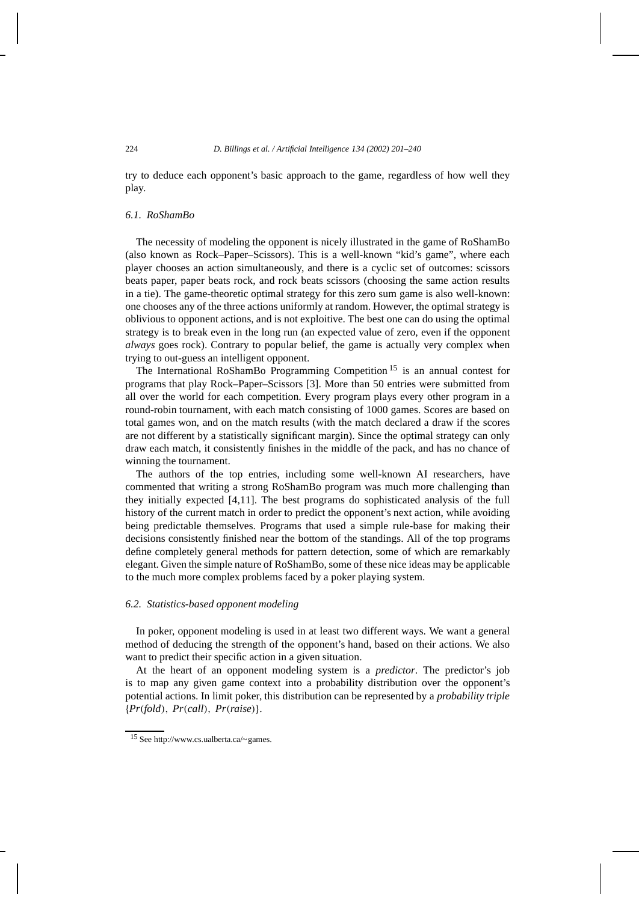try to deduce each opponent's basic approach to the game, regardless of how well they play.

### 6.1. RoShamBo

The necessity of modeling the opponent is nicely illustrated in the game of RoShamBo (also known as Rock–Paper–Scissors). This is a well-known "kid's game", where each player chooses an action simultaneously, and there is a cyclic set of outcomes: scissors beats paper, paper beats rock, and rock beats scissors (choosing the same action results in a tie). The game-theoretic optimal strategy for this zero sum game is also well-known: one chooses any of the three actions uniformly at random. However, the optimal strategy is oblivious to opponent actions, and is not exploitive. The best one can do using the optimal strategy is to break even in the long run (an expected value of zero, even if the opponent *always* goes rock). Contrary to popular belief, the game is actually very complex when trying to out-guess an intelligent opponent.

The International RoShamBo Programming Competition [15] is an annual contest for programs that play Rock–Paper–Scissors [3]. More than 50 entries were submitted from all over the world for each competition. Every program plays every other program in a round-robin tournament, with each match consisting of 1000 games. Scores are based on total games won, and on the match results (with the match declared a draw if the scores are not different by a statistically significant margin). Since the optimal strategy can only draw each match, it consistently finishes in the middle of the pack, and has no chance of winning the tournament.

The authors of the top entries, including some well-known AI researchers, have commented that writing a strong RoShamBo program was much more challenging than they initially expected [4,11]. The best programs do sophisticated analysis of the full history of the current match in order to predict the opponent's next action, while avoiding being predictable themselves. Programs that used a simple rule-base for making their decisions consistently finished near the bottom of the standings. All of the top programs define completely general methods for pattern detection, some of which are remarkably elegant. Given the simple nature of RoShamBo, some of these nice ideas may be applicable to the much more complex problems faced by a poker playing system.

### 6.2. Statistics-based opponent modeling

In poker, opponent modeling is used in at least two different ways. We want a general method of deducing the strength of the opponent's hand, based on their actions. We also want to predict their specific action in a given situation.

At the heart of an opponent modeling system is a *predictor*. The predictor's job is to map any given game context into a probability distribution over the opponent's potential actions. In limit poker, this distribution can be represented by a *probability triple* $\{Pr(fold), Pr(call), Pr(raise)\}$.

[15] See http://www.cs.ualberta.ca/~games.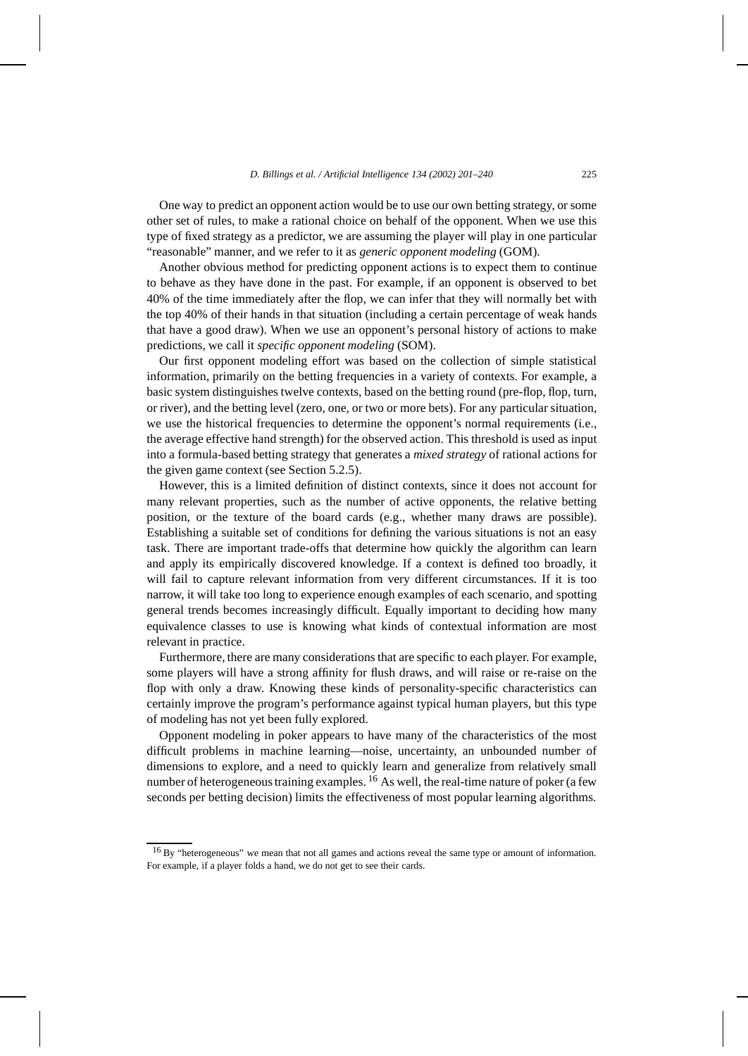One way to predict an opponent action would be to use our own betting strategy, or some other set of rules, to make a rational choice on behalf of the opponent. When we use this type of fixed strategy as a predictor, we are assuming the player will play in one particular "reasonable" manner, and we refer to it as *generic opponent modeling* (GOM).

Another obvious method for predicting opponent actions is to expect them to continue to behave as they have done in the past. For example, if an opponent is observed to bet 40% of the time immediately after the flop, we can infer that they will normally bet with the top 40% of their hands in that situation (including a certain percentage of weak hands that have a good draw). When we use an opponent's personal history of actions to make predictions, we call it *specific opponent modeling* (SOM).

Our first opponent modeling effort was based on the collection of simple statistical information, primarily on the betting frequencies in a variety of contexts. For example, a basic system distinguishes twelve contexts, based on the betting round (pre-flop, flop, turn, or river), and the betting level (zero, one, or two or more bets). For any particular situation, we use the historical frequencies to determine the opponent's normal requirements (i.e., the average effective hand strength) for the observed action. This threshold is used as input into a formula-based betting strategy that generates a *mixed strategy* of rational actions for the given game context (see Section 5.2.5).

However, this is a limited definition of distinct contexts, since it does not account for many relevant properties, such as the number of active opponents, the relative betting position, or the texture of the board cards (e.g., whether many draws are possible). Establishing a suitable set of conditions for defining the various situations is not an easy task. There are important trade-offs that determine how quickly the algorithm can learn and apply its empirically discovered knowledge. If a context is defined too broadly, it will fail to capture relevant information from very different circumstances. If it is too narrow, it will take too long to experience enough examples of each scenario, and spotting general trends becomes increasingly difficult. Equally important to deciding how many equivalence classes to use is knowing what kinds of contextual information are most relevant in practice.

Furthermore, there are many considerations that are specific to each player. For example, some players will have a strong affinity for flush draws, and will raise or re-raise on the flop with only a draw. Knowing these kinds of personality-specific characteristics can certainly improve the program's performance against typical human players, but this type of modeling has not yet been fully explored.

Opponent modeling in poker appears to have many of the characteristics of the most difficult problems in machine learning—noise, uncertainty, an unbounded number of dimensions to explore, and a need to quickly learn and generalize from relatively small number of heterogeneous training examples. [16] As well, the real-time nature of poker (a few seconds per betting decision) limits the effectiveness of most popular learning algorithms.

[16] By "heterogeneous" we mean that not all games and actions reveal the same type or amount of information. For example, if a player folds a hand, we do not get to see their cards.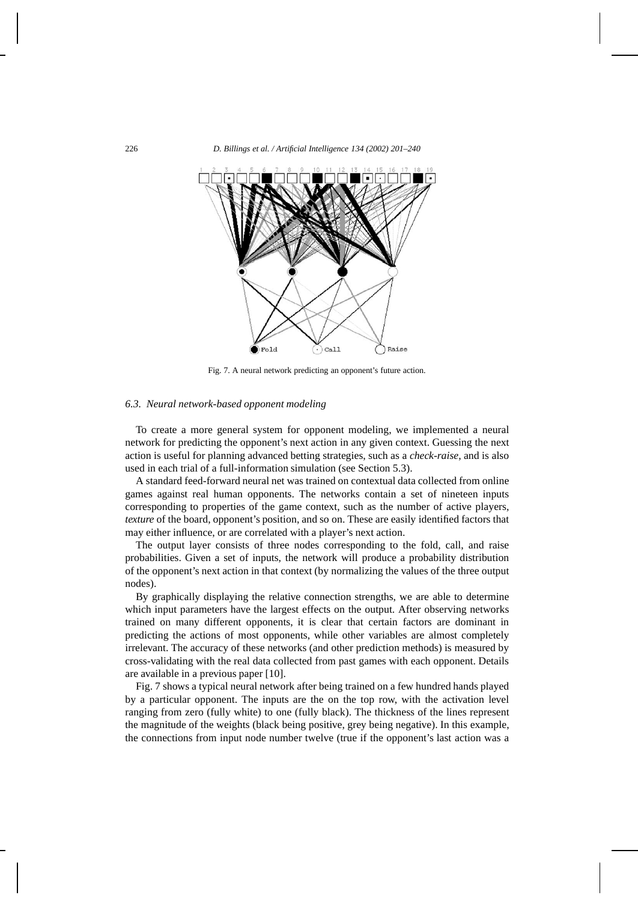Fig. 7. A neural network predicting an opponent's future action.

### 6.3. Neural network-based opponent modeling

To create a more general system for opponent modeling, we implemented a neural network for predicting the opponent's next action in any given context. Guessing the next action is useful for planning advanced betting strategies, such as a *check-raise*, and is also used in each trial of a full-information simulation (see Section 5.3).

A standard feed-forward neural net was trained on contextual data collected from online games against real human opponents. The networks contain a set of nineteen inputs corresponding to properties of the game context, such as the number of active players, *texture* of the board, opponent's position, and so on. These are easily identified factors that may either influence, or are correlated with a player's next action.

The output layer consists of three nodes corresponding to the fold, call, and raise probabilities. Given a set of inputs, the network will produce a probability distribution of the opponent's next action in that context (by normalizing the values of the three output nodes).

By graphically displaying the relative connection strengths, we are able to determine which input parameters have the largest effects on the output. After observing networks trained on many different opponents, it is clear that certain factors are dominant in predicting the actions of most opponents, while other variables are almost completely irrelevant. The accuracy of these networks (and other prediction methods) is measured by cross-validating with the real data collected from past games with each opponent. Details are available in a previous paper [10].

Fig. 7 shows a typical neural network after being trained on a few hundred hands played by a particular opponent. The inputs are the on the top row, with the activation level ranging from zero (fully white) to one (fully black). The thickness of the lines represent the magnitude of the weights (black being positive, grey being negative). In this example, the connections from input node number twelve (true if the opponent's last action was a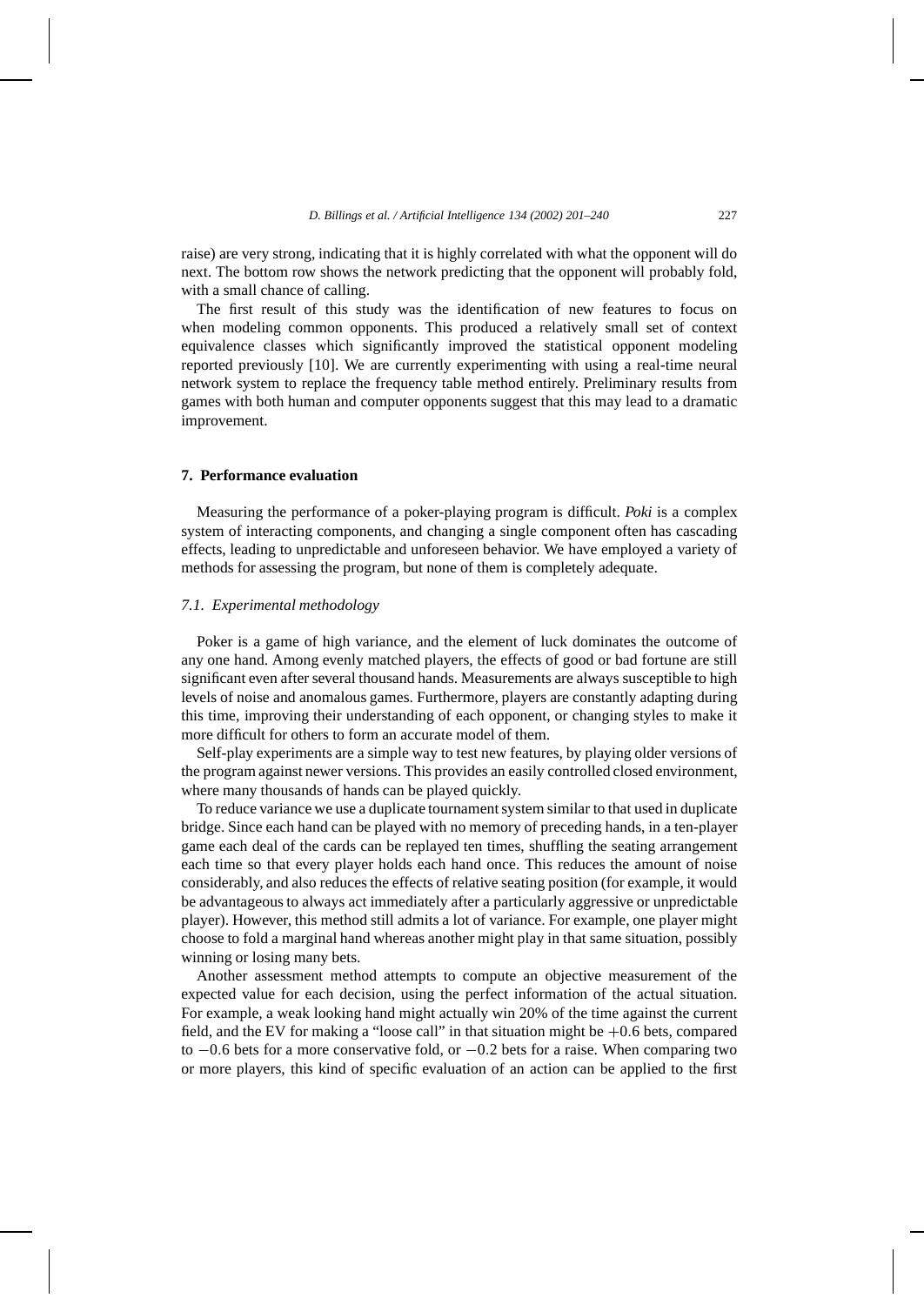raise) are very strong, indicating that it is highly correlated with what the opponent will do next. The bottom row shows the network predicting that the opponent will probably fold, with a small chance of calling.

The first result of this study was the identification of new features to focus on when modeling common opponents. This produced a relatively small set of context equivalence classes which significantly improved the statistical opponent modeling reported previously [10]. We are currently experimenting with using a real-time neural network system to replace the frequency table method entirely. Preliminary results from games with both human and computer opponents suggest that this may lead to a dramatic improvement.

## 7. Performance evaluation

Measuring the performance of a poker-playing program is difficult. *Poki* is a complex system of interacting components, and changing a single component often has cascading effects, leading to unpredictable and unforeseen behavior. We have employed a variety of methods for assessing the program, but none of them is completely adequate.

### 7.1. Experimental methodology

Poker is a game of high variance, and the element of luck dominates the outcome of any one hand. Among evenly matched players, the effects of good or bad fortune are still significant even after several thousand hands. Measurements are always susceptible to high levels of noise and anomalous games. Furthermore, players are constantly adapting during this time, improving their understanding of each opponent, or changing styles to make it more difficult for others to form an accurate model of them.

Self-play experiments are a simple way to test new features, by playing older versions of the program against newer versions. This provides an easily controlled closed environment, where many thousands of hands can be played quickly.

To reduce variance we use a duplicate tournament system similar to that used in duplicate bridge. Since each hand can be played with no memory of preceding hands, in a ten-player game each deal of the cards can be replayed ten times, shuffling the seating arrangement each time so that every player holds each hand once. This reduces the amount of noise considerably, and also reduces the effects of relative seating position (for example, it would be advantageous to always act immediately after a particularly aggressive or unpredictable player). However, this method still admits a lot of variance. For example, one player might choose to fold a marginal hand whereas another might play in that same situation, possibly winning or losing many bets.

Another assessment method attempts to compute an objective measurement of the expected value for each decision, using the perfect information of the actual situation. For example, a weak looking hand might actually win 20% of the time against the current field, and the EV for making a "loose call" in that situation might be $+0.6$ bets, compared to $-0.6$ bets for a more conservative fold, or $-0.2$ bets for a raise. When comparing two or more players, this kind of specific evaluation of an action can be applied to the first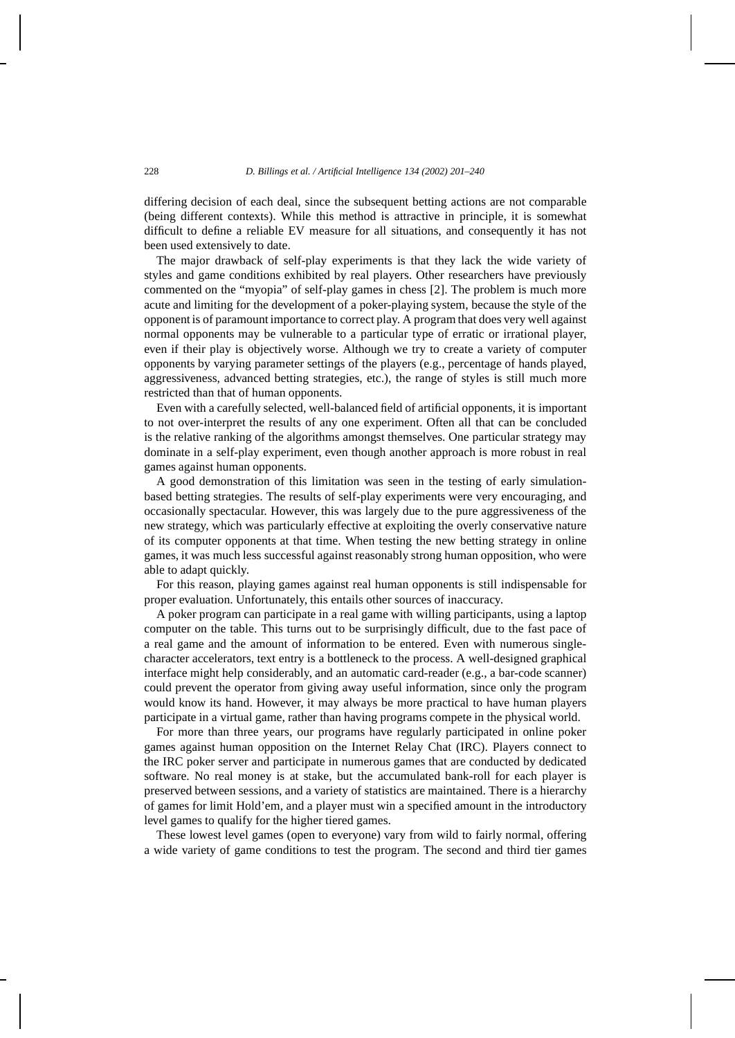differing decision of each deal, since the subsequent betting actions are not comparable (being different contexts). While this method is attractive in principle, it is somewhat difficult to define a reliable EV measure for all situations, and consequently it has not been used extensively to date.

The major drawback of self-play experiments is that they lack the wide variety of styles and game conditions exhibited by real players. Other researchers have previously commented on the "myopia" of self-play games in chess [2]. The problem is much more acute and limiting for the development of a poker-playing system, because the style of the opponent is of paramount importance to correct play. A program that does very well against normal opponents may be vulnerable to a particular type of erratic or irrational player, even if their play is objectively worse. Although we try to create a variety of computer opponents by varying parameter settings of the players (e.g., percentage of hands played, aggressiveness, advanced betting strategies, etc.), the range of styles is still much more restricted than that of human opponents.

Even with a carefully selected, well-balanced field of artificial opponents, it is important to not over-interpret the results of any one experiment. Often all that can be concluded is the relative ranking of the algorithms amongst themselves. One particular strategy may dominate in a self-play experiment, even though another approach is more robust in real games against human opponents.

A good demonstration of this limitation was seen in the testing of early simulation-based betting strategies. The results of self-play experiments were very encouraging, and occasionally spectacular. However, this was largely due to the pure aggressiveness of the new strategy, which was particularly effective at exploiting the overly conservative nature of its computer opponents at that time. When testing the new betting strategy in online games, it was much less successful against reasonably strong human opposition, who were able to adapt quickly.

For this reason, playing games against real human opponents is still indispensable for proper evaluation. Unfortunately, this entails other sources of inaccuracy.

A poker program can participate in a real game with willing participants, using a laptop computer on the table. This turns out to be surprisingly difficult, due to the fast pace of a real game and the amount of information to be entered. Even with numerous single-character accelerators, text entry is a bottleneck to the process. A well-designed graphical interface might help considerably, and an automatic card-reader (e.g., a bar-code scanner) could prevent the operator from giving away useful information, since only the program would know its hand. However, it may always be more practical to have human players participate in a virtual game, rather than having programs compete in the physical world.

For more than three years, our programs have regularly participated in online poker games against human opposition on the Internet Relay Chat (IRC). Players connect to the IRC poker server and participate in numerous games that are conducted by dedicated software. No real money is at stake, but the accumulated bank-roll for each player is preserved between sessions, and a variety of statistics are maintained. There is a hierarchy of games for limit Hold'em, and a player must win a specified amount in the introductory level games to qualify for the higher tiered games.

These lowest level games (open to everyone) vary from wild to fairly normal, offering a wide variety of game conditions to test the program. The second and third tier games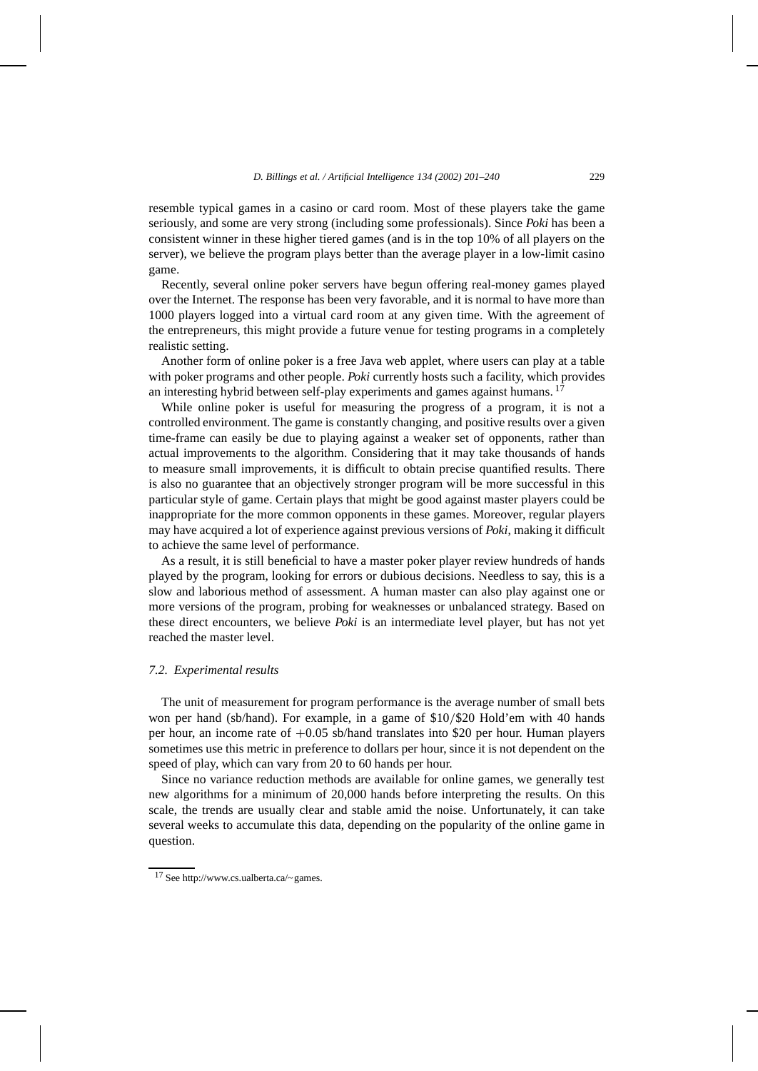resemble typical games in a casino or card room. Most of these players take the game seriously, and some are very strong (including some professionals). Since *Poki* has been a consistent winner in these higher tiered games (and is in the top 10% of all players on the server), we believe the program plays better than the average player in a low-limit casino game.

Recently, several online poker servers have begun offering real-money games played over the Internet. The response has been very favorable, and it is normal to have more than 1000 players logged into a virtual card room at any given time. With the agreement of the entrepreneurs, this might provide a future venue for testing programs in a completely realistic setting.

Another form of online poker is a free Java web applet, where users can play at a table with poker programs and other people. *Poki* currently hosts such a facility, which provides an interesting hybrid between self-play experiments and games against humans. [17]

While online poker is useful for measuring the progress of a program, it is not a controlled environment. The game is constantly changing, and positive results over a given time-frame can easily be due to playing against a weaker set of opponents, rather than actual improvements to the algorithm. Considering that it may take thousands of hands to measure small improvements, it is difficult to obtain precise quantified results. There is also no guarantee that an objectively stronger program will be more successful in this particular style of game. Certain plays that might be good against master players could be inappropriate for the more common opponents in these games. Moreover, regular players may have acquired a lot of experience against previous versions of *Poki*, making it difficult to achieve the same level of performance.

As a result, it is still beneficial to have a master poker player review hundreds of hands played by the program, looking for errors or dubious decisions. Needless to say, this is a slow and laborious method of assessment. A human master can also play against one or more versions of the program, probing for weaknesses or unbalanced strategy. Based on these direct encounters, we believe *Poki* is an intermediate level player, but has not yet reached the master level.

### *7.2. Experimental results*

The unit of measurement for program performance is the average number of small bets won per hand (sb/hand). For example, in a game of \$10/\$20 Hold'em with 40 hands per hour, an income rate of $+0.05$ sb/hand translates into \$20 per hour. Human players sometimes use this metric in preference to dollars per hour, since it is not dependent on the speed of play, which can vary from 20 to 60 hands per hour.

Since no variance reduction methods are available for online games, we generally test new algorithms for a minimum of 20,000 hands before interpreting the results. On this scale, the trends are usually clear and stable amid the noise. Unfortunately, it can take several weeks to accumulate this data, depending on the popularity of the online game in question.

[17] See http://www.cs.ualberta.ca/~games.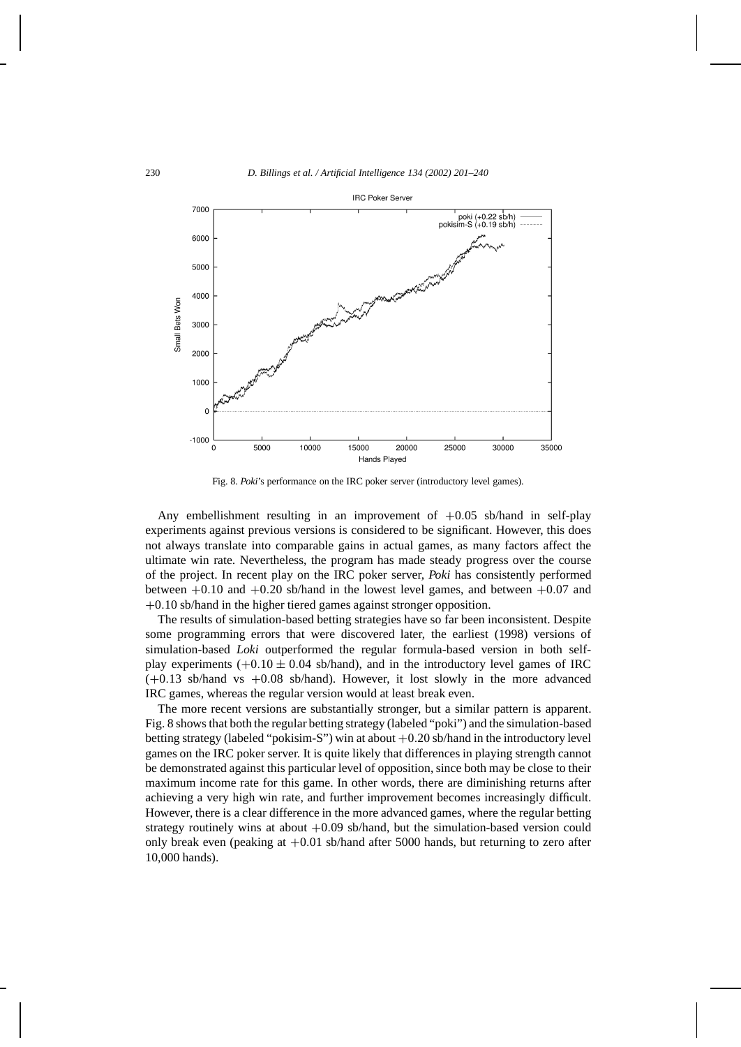Fig. 8. *Poki*'s performance on the IRC poker server (introductory level games).

Any embellishment resulting in an improvement of $+0.05$ sb/hand in self-play experiments against previous versions is considered to be significant. However, this does not always translate into comparable gains in actual games, as many factors affect the ultimate win rate. Nevertheless, the program has made steady progress over the course of the project. In recent play on the IRC poker server, *Poki* has consistently performed between $+0.10$ and $+0.20$ sb/hand in the lowest level games, and between $+0.07$ and $+0.10$ sb/hand in the higher tiered games against stronger opposition.

The results of simulation-based betting strategies have so far been inconsistent. Despite some programming errors that were discovered later, the earliest (1998) versions of simulation-based *Loki* outperformed the regular formula-based version in both self-play experiments ($+0.10 \pm 0.04$ sb/hand), and in the introductory level games of IRC ($+0.13$ sb/hand vs $+0.08$ sb/hand). However, it lost slowly in the more advanced IRC games, whereas the regular version would at least break even.

The more recent versions are substantially stronger, but a similar pattern is apparent. Fig. 8 shows that both the regular betting strategy (labeled "poki") and the simulation-based betting strategy (labeled "pokisim-S") win at about $+0.20$ sb/hand in the introductory level games on the IRC poker server. It is quite likely that differences in playing strength cannot be demonstrated against this particular level of opposition, since both may be close to their maximum income rate for this game. In other words, there are diminishing returns after achieving a very high win rate, and further improvement becomes increasingly difficult. However, there is a clear difference in the more advanced games, where the regular betting strategy routinely wins at about $+0.09$ sb/hand, but the simulation-based version could only break even (peaking at $+0.01$ sb/hand after 5000 hands, but returning to zero after 10,000 hands).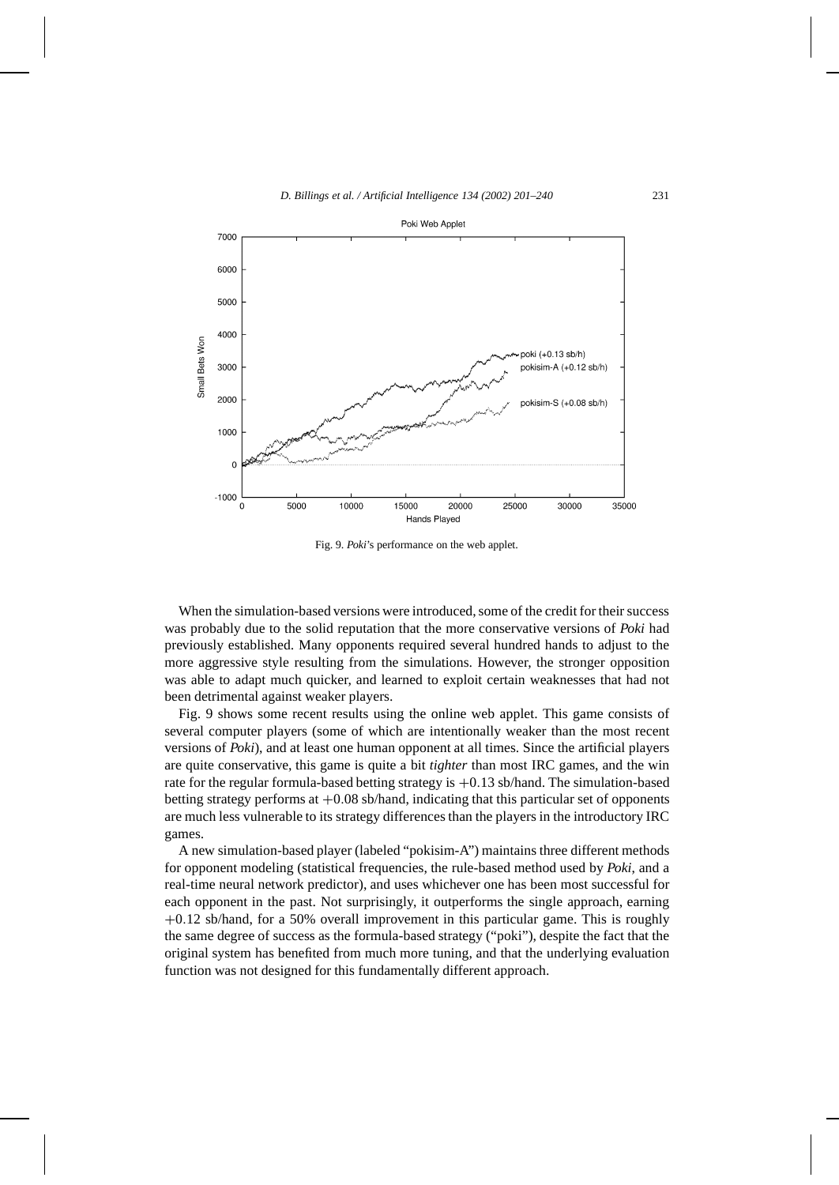Fig. 9. *Poki*'s performance on the web applet.

When the simulation-based versions were introduced, some of the credit for their success was probably due to the solid reputation that the more conservative versions of *Poki* had previously established. Many opponents required several hundred hands to adjust to the more aggressive style resulting from the simulations. However, the stronger opposition was able to adapt much quicker, and learned to exploit certain weaknesses that had not been detrimental against weaker players.

Fig. 9 shows some recent results using the online web applet. This game consists of several computer players (some of which are intentionally weaker than the most recent versions of *Poki*), and at least one human opponent at all times. Since the artificial players are quite conservative, this game is quite a bit *tighter* than most IRC games, and the win rate for the regular formula-based betting strategy is $+0.13$ sb/hand. The simulation-based betting strategy performs at $+0.08$ sb/hand, indicating that this particular set of opponents are much less vulnerable to its strategy differences than the players in the introductory IRC games.

A new simulation-based player (labeled "pokisim-A") maintains three different methods for opponent modeling (statistical frequencies, the rule-based method used by *Poki*, and a real-time neural network predictor), and uses whichever one has been most successful for each opponent in the past. Not surprisingly, it outperforms the single approach, earning $+0.12$ sb/hand, for a 50% overall improvement in this particular game. This is roughly the same degree of success as the formula-based strategy ("poki"), despite the fact that the original system has benefited from much more tuning, and that the underlying evaluation function was not designed for this fundamentally different approach.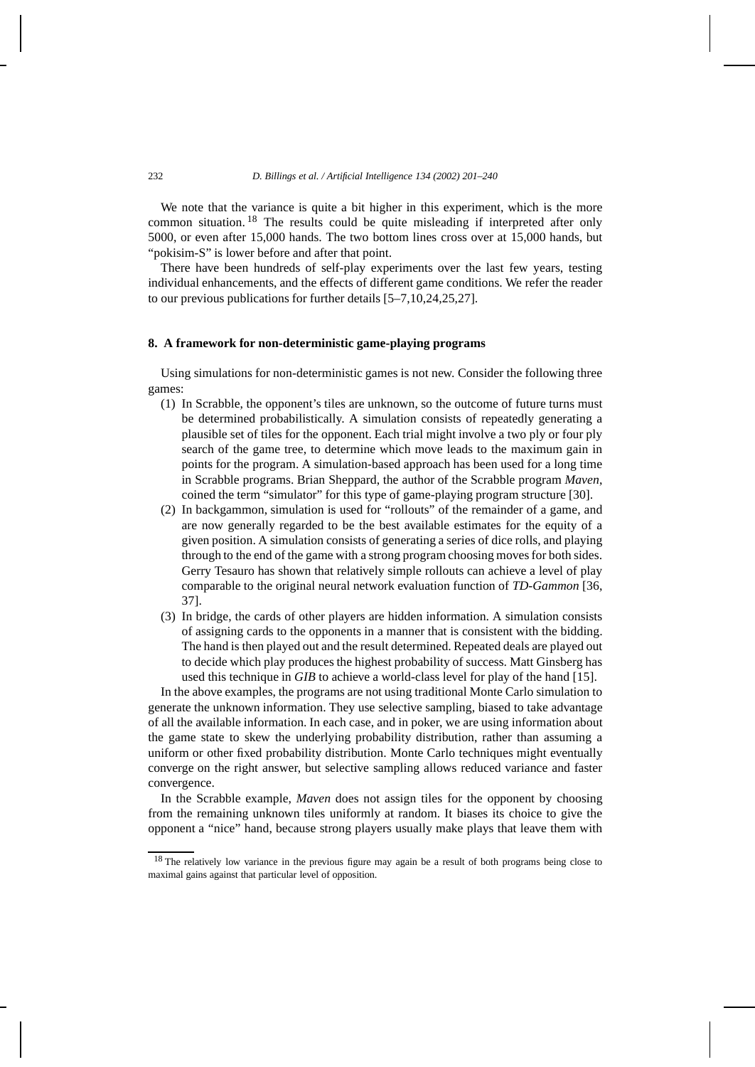We note that the variance is quite a bit higher in this experiment, which is the more common situation.[18] The results could be quite misleading if interpreted after only 5000, or even after 15,000 hands. The two bottom lines cross over at 15,000 hands, but "pokisim-S" is lower before and after that point.

There have been hundreds of self-play experiments over the last few years, testing individual enhancements, and the effects of different game conditions. We refer the reader to our previous publications for further details [5–7,10,24,25,27].

## 8. A framework for non-deterministic game-playing programs

Using simulations for non-deterministic games is not new. Consider the following three games:

1. In Scrabble, the opponent's tiles are unknown, so the outcome of future turns must be determined probabilistically. A simulation consists of repeatedly generating a plausible set of tiles for the opponent. Each trial might involve a two ply or four ply search of the game tree, to determine which move leads to the maximum gain in points for the program. A simulation-based approach has been used for a long time in Scrabble programs. Brian Sheppard, the author of the Scrabble program *Maven*, coined the term "simulator" for this type of game-playing program structure [30].
2. In backgammon, simulation is used for "rollouts" of the remainder of a game, and are now generally regarded to be the best available estimates for the equity of a given position. A simulation consists of generating a series of dice rolls, and playing through to the end of the game with a strong program choosing moves for both sides. Gerry Tesauro has shown that relatively simple rollouts can achieve a level of play comparable to the original neural network evaluation function of *TD-Gammon* [36, 37].
3. In bridge, the cards of other players are hidden information. A simulation consists of assigning cards to the opponents in a manner that is consistent with the bidding. The hand is then played out and the result determined. Repeated deals are played out to decide which play produces the highest probability of success. Matt Ginsberg has used this technique in *GIB* to achieve a world-class level for play of the hand [15].

In the above examples, the programs are not using traditional Monte Carlo simulation to generate the unknown information. They use selective sampling, biased to take advantage of all the available information. In each case, and in poker, we are using information about the game state to skew the underlying probability distribution, rather than assuming a uniform or other fixed probability distribution. Monte Carlo techniques might eventually converge on the right answer, but selective sampling allows reduced variance and faster convergence.

In the Scrabble example, *Maven* does not assign tiles for the opponent by choosing from the remaining unknown tiles uniformly at random. It biases its choice to give the opponent a "nice" hand, because strong players usually make plays that leave them with

[18] The relatively low variance in the previous figure may again be a result of both programs being close to maximal gains against that particular level of opposition.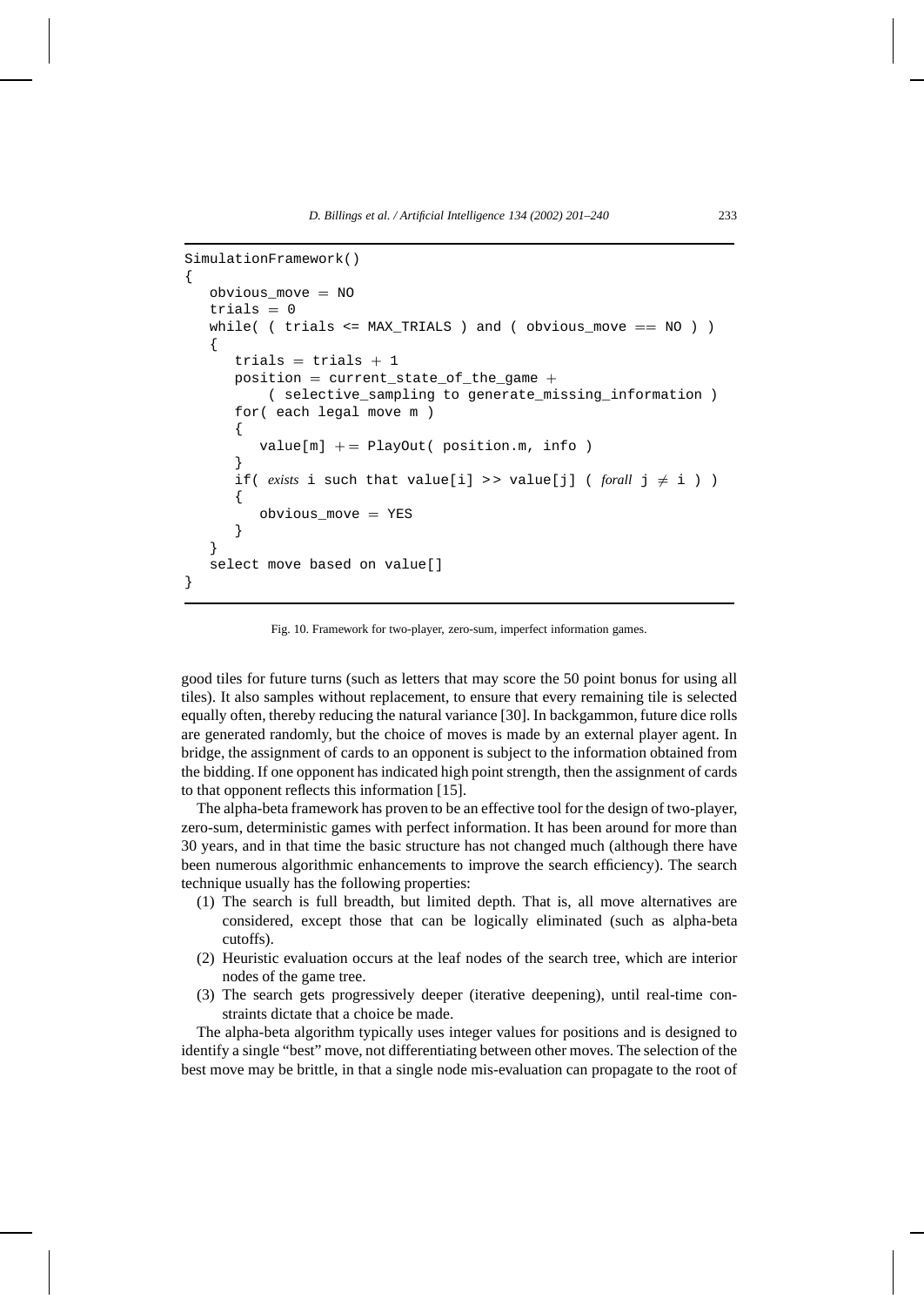```
SimulationFramework()
{
   obvious_move = NO
   trials = 0
   while( ( trials <= MAX_TRIALS ) and ( obvious_move == NO ) )
   {
      trials = trials + 1
      position = current_state_of_the_game +
          ( selective_sampling to generate_missing_information )
      for( each legal move m )
      {
         value[m] += PlayOut( position.m, info )
      }
      if( exists i such that value[i] >> value[j] ( forall j ≠ i ) )
      {
         obvious_move = YES
      }
   }
   select move based on value[]
}
```

Fig. 10. Framework for two-player, zero-sum, imperfect information games.

good tiles for future turns (such as letters that may score the 50 point bonus for using all tiles). It also samples without replacement, to ensure that every remaining tile is selected equally often, thereby reducing the natural variance [30]. In backgammon, future dice rolls are generated randomly, but the choice of moves is made by an external player agent. In bridge, the assignment of cards to an opponent is subject to the information obtained from the bidding. If one opponent has indicated high point strength, then the assignment of cards to that opponent reflects this information [15].

The alpha-beta framework has proven to be an effective tool for the design of two-player, zero-sum, deterministic games with perfect information. It has been around for more than 30 years, and in that time the basic structure has not changed much (although there have been numerous algorithmic enhancements to improve the search efficiency). The search technique usually has the following properties:

1. The search is full breadth, but limited depth. That is, all move alternatives are considered, except those that can be logically eliminated (such as alpha-beta cutoffs).
2. Heuristic evaluation occurs at the leaf nodes of the search tree, which are interior nodes of the game tree.
3. The search gets progressively deeper (iterative deepening), until real-time constraints dictate that a choice be made.

The alpha-beta algorithm typically uses integer values for positions and is designed to identify a single "best" move, not differentiating between other moves. The selection of the best move may be brittle, in that a single node mis-evaluation can propagate to the root of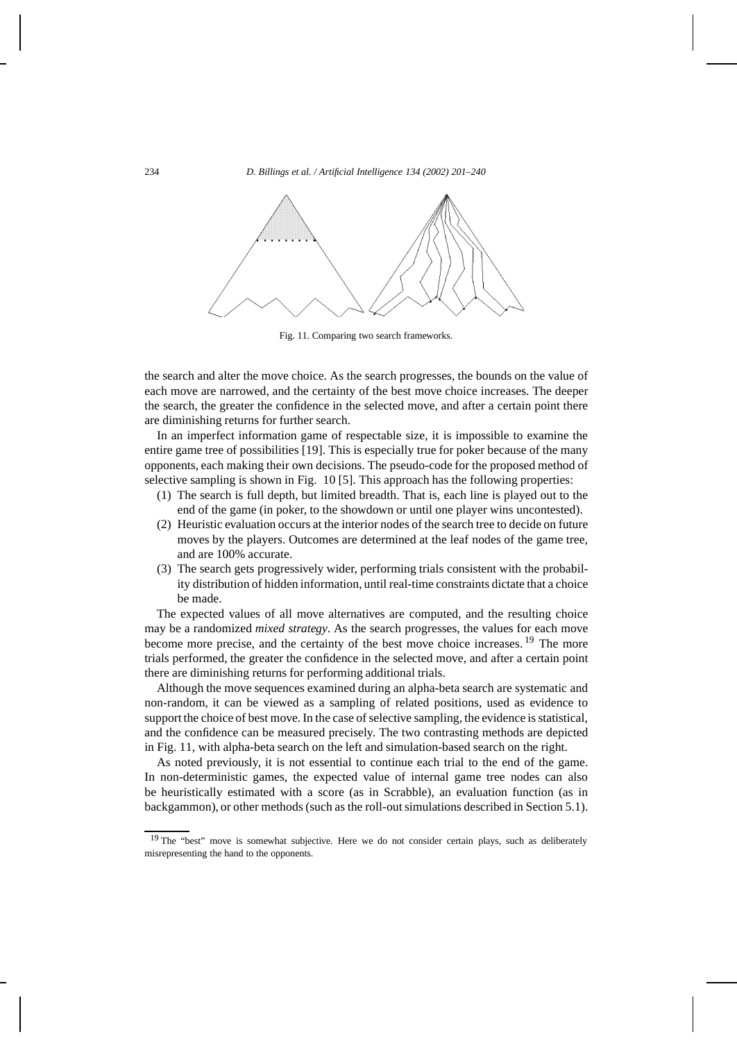Fig. 11. Comparing two search frameworks.

the search and alter the move choice. As the search progresses, the bounds on the value of each move are narrowed, and the certainty of the best move choice increases. The deeper the search, the greater the confidence in the selected move, and after a certain point there are diminishing returns for further search.

In an imperfect information game of respectable size, it is impossible to examine the entire game tree of possibilities [19]. This is especially true for poker because of the many opponents, each making their own decisions. The pseudo-code for the proposed method of selective sampling is shown in Fig. 10 [5]. This approach has the following properties:

(1) The search is full depth, but limited breadth. That is, each line is played out to the end of the game (in poker, to the showdown or until one player wins uncontested).
(2) Heuristic evaluation occurs at the interior nodes of the search tree to decide on future moves by the players. Outcomes are determined at the leaf nodes of the game tree, and are 100% accurate.
(3) The search gets progressively wider, performing trials consistent with the probability distribution of hidden information, until real-time constraints dictate that a choice be made.

The expected values of all move alternatives are computed, and the resulting choice may be a randomized *mixed strategy*. As the search progresses, the values for each move become more precise, and the certainty of the best move choice increases. [19] The more trials performed, the greater the confidence in the selected move, and after a certain point there are diminishing returns for performing additional trials.

Although the move sequences examined during an alpha-beta search are systematic and non-random, it can be viewed as a sampling of related positions, used as evidence to support the choice of best move. In the case of selective sampling, the evidence is statistical, and the confidence can be measured precisely. The two contrasting methods are depicted in Fig. 11, with alpha-beta search on the left and simulation-based search on the right.

As noted previously, it is not essential to continue each trial to the end of the game. In non-deterministic games, the expected value of internal game tree nodes can also be heuristically estimated with a score (as in Scrabble), an evaluation function (as in backgammon), or other methods (such as the roll-out simulations described in Section 5.1).

[19] The "best" move is somewhat subjective. Here we do not consider certain plays, such as deliberately misrepresenting the hand to the opponents.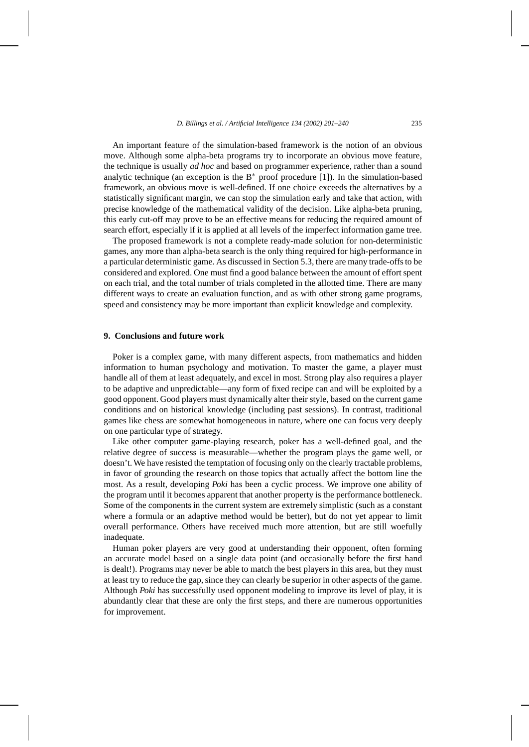An important feature of the simulation-based framework is the notion of an obvious move. Although some alpha-beta programs try to incorporate an obvious move feature, the technique is usually *ad hoc* and based on programmer experience, rather than a sound analytic technique (an exception is the $B^*$ proof procedure [1]). In the simulation-based framework, an obvious move is well-defined. If one choice exceeds the alternatives by a statistically significant margin, we can stop the simulation early and take that action, with precise knowledge of the mathematical validity of the decision. Like alpha-beta pruning, this early cut-off may prove to be an effective means for reducing the required amount of search effort, especially if it is applied at all levels of the imperfect information game tree.

The proposed framework is not a complete ready-made solution for non-deterministic games, any more than alpha-beta search is the only thing required for high-performance in a particular deterministic game. As discussed in Section 5.3, there are many trade-offs to be considered and explored. One must find a good balance between the amount of effort spent on each trial, and the total number of trials completed in the allotted time. There are many different ways to create an evaluation function, and as with other strong game programs, speed and consistency may be more important than explicit knowledge and complexity.

## 9. Conclusions and future work

Poker is a complex game, with many different aspects, from mathematics and hidden information to human psychology and motivation. To master the game, a player must handle all of them at least adequately, and excel in most. Strong play also requires a player to be adaptive and unpredictable—any form of fixed recipe can and will be exploited by a good opponent. Good players must dynamically alter their style, based on the current game conditions and on historical knowledge (including past sessions). In contrast, traditional games like chess are somewhat homogeneous in nature, where one can focus very deeply on one particular type of strategy.

Like other computer game-playing research, poker has a well-defined goal, and the relative degree of success is measurable—whether the program plays the game well, or doesn't. We have resisted the temptation of focusing only on the clearly tractable problems, in favor of grounding the research on those topics that actually affect the bottom line the most. As a result, developing *Poki* has been a cyclic process. We improve one ability of the program until it becomes apparent that another property is the performance bottleneck. Some of the components in the current system are extremely simplistic (such as a constant where a formula or an adaptive method would be better), but do not yet appear to limit overall performance. Others have received much more attention, but are still woefully inadequate.

Human poker players are very good at understanding their opponent, often forming an accurate model based on a single data point (and occasionally before the first hand is dealt!). Programs may never be able to match the best players in this area, but they must at least try to reduce the gap, since they can clearly be superior in other aspects of the game. Although *Poki* has successfully used opponent modeling to improve its level of play, it is abundantly clear that these are only the first steps, and there are numerous opportunities for improvement.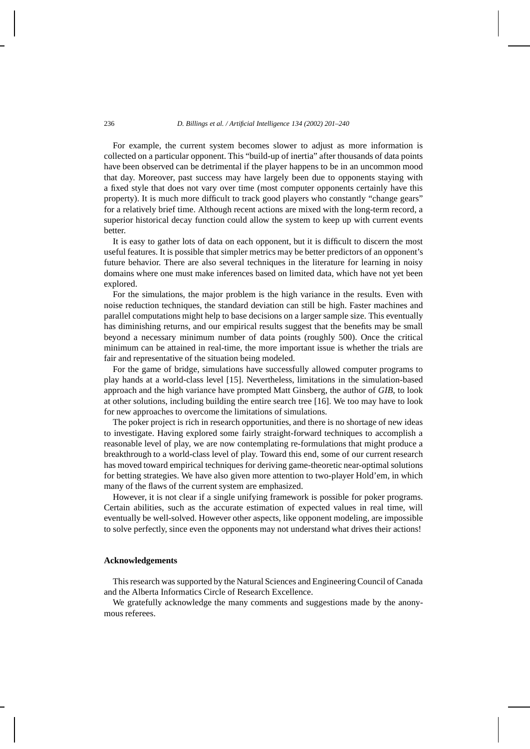For example, the current system becomes slower to adjust as more information is collected on a particular opponent. This "build-up of inertia" after thousands of data points have been observed can be detrimental if the player happens to be in an uncommon mood that day. Moreover, past success may have largely been due to opponents staying with a fixed style that does not vary over time (most computer opponents certainly have this property). It is much more difficult to track good players who constantly "change gears" for a relatively brief time. Although recent actions are mixed with the long-term record, a superior historical decay function could allow the system to keep up with current events better.

It is easy to gather lots of data on each opponent, but it is difficult to discern the most useful features. It is possible that simpler metrics may be better predictors of an opponent's future behavior. There are also several techniques in the literature for learning in noisy domains where one must make inferences based on limited data, which have not yet been explored.

For the simulations, the major problem is the high variance in the results. Even with noise reduction techniques, the standard deviation can still be high. Faster machines and parallel computations might help to base decisions on a larger sample size. This eventually has diminishing returns, and our empirical results suggest that the benefits may be small beyond a necessary minimum number of data points (roughly 500). Once the critical minimum can be attained in real-time, the more important issue is whether the trials are fair and representative of the situation being modeled.

For the game of bridge, simulations have successfully allowed computer programs to play hands at a world-class level [15]. Nevertheless, limitations in the simulation-based approach and the high variance have prompted Matt Ginsberg, the author of *GIB*, to look at other solutions, including building the entire search tree [16]. We too may have to look for new approaches to overcome the limitations of simulations.

The poker project is rich in research opportunities, and there is no shortage of new ideas to investigate. Having explored some fairly straight-forward techniques to accomplish a reasonable level of play, we are now contemplating re-formulations that might produce a breakthrough to a world-class level of play. Toward this end, some of our current research has moved toward empirical techniques for deriving game-theoretic near-optimal solutions for betting strategies. We have also given more attention to two-player Hold'em, in which many of the flaws of the current system are emphasized.

However, it is not clear if a single unifying framework is possible for poker programs. Certain abilities, such as the accurate estimation of expected values in real time, will eventually be well-solved. However other aspects, like opponent modeling, are impossible to solve perfectly, since even the opponents may not understand what drives their actions!

## Acknowledgements

This research was supported by the Natural Sciences and Engineering Council of Canada and the Alberta Informatics Circle of Research Excellence.

We gratefully acknowledge the many comments and suggestions made by the anonymous referees.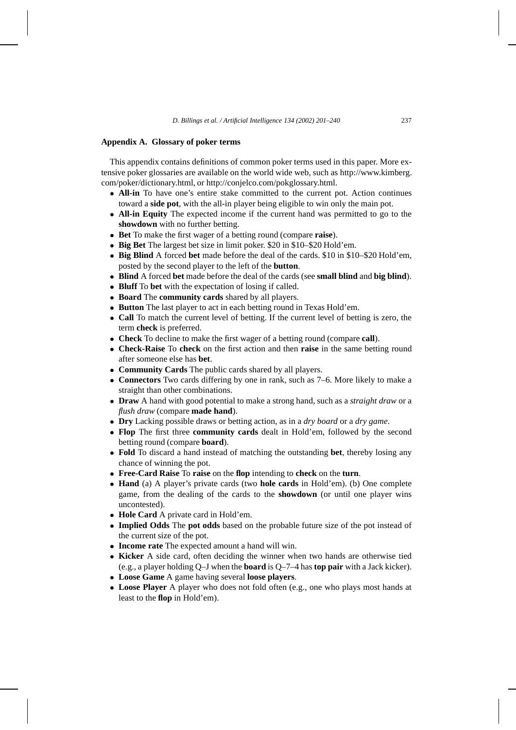## Appendix A. Glossary of poker terms

This appendix contains definitions of common poker terms used in this paper. More extensive poker glossaries are available on the world wide web, such as http://www.kimberg.com/poker/dictionary.html, or http://conjelco.com/pokglossary.html.

- **All-in** To have one's entire stake committed to the current pot. Action continues toward a **side pot**, with the all-in player being eligible to win only the main pot.
- **All-in Equity** The expected income if the current hand was permitted to go to the **showdown** with no further betting.
- **Bet** To make the first wager of a betting round (compare **raise**).
- **Big Bet** The largest bet size in limit poker. $20 in $10–$20 Hold'em.
- **Big Blind** A forced **bet** made before the deal of the cards. $10 in $10–$20 Hold'em, posted by the second player to the left of the **button**.
- **Blind** A forced **bet** made before the deal of the cards (see **small blind** and **big blind**).
- **Bluff** To **bet** with the expectation of losing if called.
- **Board** The **community cards** shared by all players.
- **Button** The last player to act in each betting round in Texas Hold'em.
- **Call** To match the current level of betting. If the current level of betting is zero, the term **check** is preferred.
- **Check** To decline to make the first wager of a betting round (compare **call**).
- **Check-Raise** To **check** on the first action and then **raise** in the same betting round after someone else has **bet**.
- **Community Cards** The public cards shared by all players.
- **Connectors** Two cards differing by one in rank, such as 7–6. More likely to make a straight than other combinations.
- **Draw** A hand with good potential to make a strong hand, such as a *straight draw* or a *flush draw* (compare **made hand**).
- **Dry** Lacking possible draws or betting action, as in a *dry board* or a *dry game*.
- **Flop** The first three **community cards** dealt in Hold'em, followed by the second betting round (compare **board**).
- **Fold** To discard a hand instead of matching the outstanding **bet**, thereby losing any chance of winning the pot.
- **Free-Card Raise** To **raise** on the **flop** intending to **check** on the **turn**.
- **Hand** (a) A player's private cards (two **hole cards** in Hold'em). (b) One complete game, from the dealing of the cards to the **showdown** (or until one player wins uncontested).
- **Hole Card** A private card in Hold'em.
- **Implied Odds** The **pot odds** based on the probable future size of the pot instead of the current size of the pot.
- **Income rate** The expected amount a hand will win.
- **Kicker** A side card, often deciding the winner when two hands are otherwise tied (e.g., a player holding Q–J when the **board** is Q–7–4 has **top pair** with a Jack kicker).
- **Loose Game** A game having several **loose players**.
- **Loose Player** A player who does not fold often (e.g., one who plays most hands at least to the **flop** in Hold'em).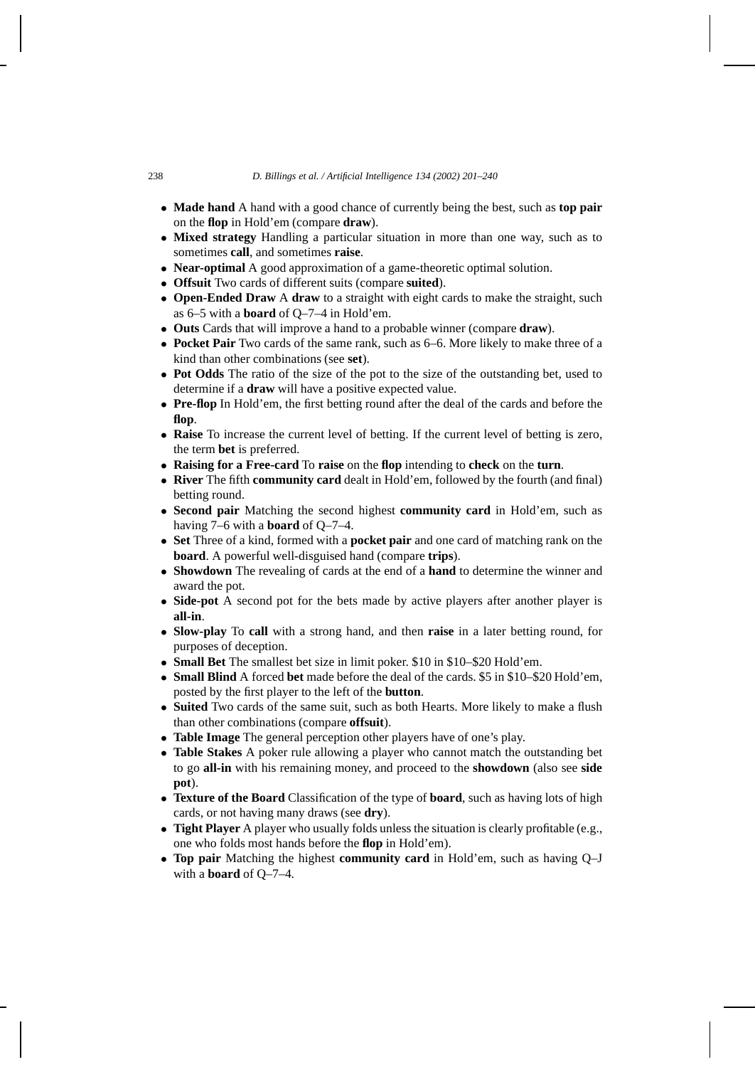- **Made hand** A hand with a good chance of currently being the best, such as **top pair** on the **flop** in Hold'em (compare **draw**).
- **Mixed strategy** Handling a particular situation in more than one way, such as to sometimes **call**, and sometimes **raise**.
- **Near-optimal** A good approximation of a game-theoretic optimal solution.
- **Offsuit** Two cards of different suits (compare **suited**).
- **Open-Ended Draw** A **draw** to a straight with eight cards to make the straight, such as 6–5 with a **board** of Q–7–4 in Hold'em.
- **Outs** Cards that will improve a hand to a probable winner (compare **draw**).
- **Pocket Pair** Two cards of the same rank, such as 6–6. More likely to make three of a kind than other combinations (see **set**).
- **Pot Odds** The ratio of the size of the pot to the size of the outstanding bet, used to determine if a **draw** will have a positive expected value.
- **Pre-flop** In Hold'em, the first betting round after the deal of the cards and before the **flop**.
- **Raise** To increase the current level of betting. If the current level of betting is zero, the term **bet** is preferred.
- **Raising for a Free-card** To **raise** on the **flop** intending to **check** on the **turn**.
- **River** The fifth **community card** dealt in Hold'em, followed by the fourth (and final) betting round.
- **Second pair** Matching the second highest **community card** in Hold'em, such as having 7–6 with a **board** of Q–7–4.
- **Set** Three of a kind, formed with a **pocket pair** and one card of matching rank on the **board**. A powerful well-disguised hand (compare **trips**).
- **Showdown** The revealing of cards at the end of a **hand** to determine the winner and award the pot.
- **Side-pot** A second pot for the bets made by active players after another player is **all-in**.
- **Slow-play** To **call** with a strong hand, and then **raise** in a later betting round, for purposes of deception.
- **Small Bet** The smallest bet size in limit poker. $10 in $10–$20 Hold'em.
- **Small Blind** A forced **bet** made before the deal of the cards. $5 in $10–$20 Hold'em, posted by the first player to the left of the **button**.
- **Suited** Two cards of the same suit, such as both Hearts. More likely to make a flush than other combinations (compare **offsuit**).
- **Table Image** The general perception other players have of one's play.
- **Table Stakes** A poker rule allowing a player who cannot match the outstanding bet to go **all-in** with his remaining money, and proceed to the **showdown** (also see **side pot**).
- **Texture of the Board** Classification of the type of **board**, such as having lots of high cards, or not having many draws (see **dry**).
- **Tight Player** A player who usually folds unless the situation is clearly profitable (e.g., one who folds most hands before the **flop** in Hold'em).
- **Top pair** Matching the highest **community card** in Hold'em, such as having Q–J with a **board** of Q–7–4.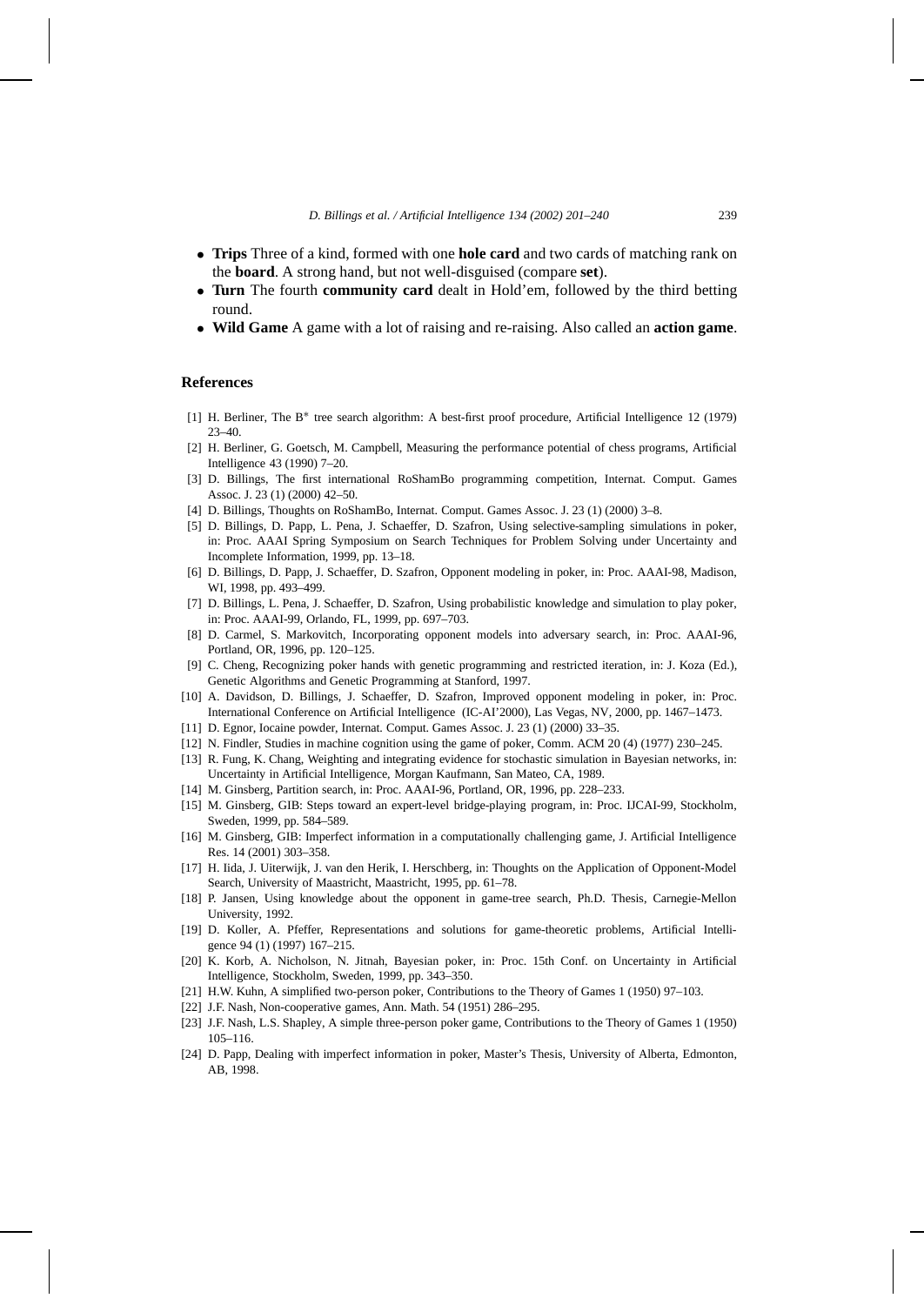- **Trips** Three of a kind, formed with one **hole card** and two cards of matching rank on the **board**. A strong hand, but not well-disguised (compare **set**).
- **Turn** The fourth **community card** dealt in Hold'em, followed by the third betting round.
- **Wild Game** A game with a lot of raising and re-raising. Also called an **action game**.

## References

[1] H. Berliner, The B* tree search algorithm: A best-first proof procedure, Artificial Intelligence 12 (1979) 23–40.

[2] H. Berliner, G. Goetsch, M. Campbell, Measuring the performance potential of chess programs, Artificial Intelligence 43 (1990) 7–20.

[3] D. Billings, The first international RoShamBo programming competition, Internat. Comput. Games Assoc. J. 23 (1) (2000) 42–50.

[4] D. Billings, Thoughts on RoShamBo, Internat. Comput. Games Assoc. J. 23 (1) (2000) 3–8.

[5] D. Billings, D. Papp, L. Pena, J. Schaeffer, D. Szafron, Using selective-sampling simulations in poker, in: Proc. AAAI Spring Symposium on Search Techniques for Problem Solving under Uncertainty and Incomplete Information, 1999, pp. 13–18.

[6] D. Billings, D. Papp, J. Schaeffer, D. Szafron, Opponent modeling in poker, in: Proc. AAAI-98, Madison, WI, 1998, pp. 493–499.

[7] D. Billings, L. Pena, J. Schaeffer, D. Szafron, Using probabilistic knowledge and simulation to play poker, in: Proc. AAAI-99, Orlando, FL, 1999, pp. 697–703.

[8] D. Carmel, S. Markovitch, Incorporating opponent models into adversary search, in: Proc. AAAI-96, Portland, OR, 1996, pp. 120–125.

[9] C. Cheng, Recognizing poker hands with genetic programming and restricted iteration, in: J. Koza (Ed.), Genetic Algorithms and Genetic Programming at Stanford, 1997.

[10] A. Davidson, D. Billings, J. Schaeffer, D. Szafron, Improved opponent modeling in poker, in: Proc. International Conference on Artificial Intelligence (IC-AI'2000), Las Vegas, NV, 2000, pp. 1467–1473.

[11] D. Egnor, Iocaine powder, Internat. Comput. Games Assoc. J. 23 (1) (2000) 33–35.

[12] N. Findler, Studies in machine cognition using the game of poker, Comm. ACM 20 (4) (1977) 230–245.

[13] R. Fung, K. Chang, Weighting and integrating evidence for stochastic simulation in Bayesian networks, in: Uncertainty in Artificial Intelligence, Morgan Kaufmann, San Mateo, CA, 1989.

[14] M. Ginsberg, Partition search, in: Proc. AAAI-96, Portland, OR, 1996, pp. 228–233.

[15] M. Ginsberg, GIB: Steps toward an expert-level bridge-playing program, in: Proc. IJCAI-99, Stockholm, Sweden, 1999, pp. 584–589.

[16] M. Ginsberg, GIB: Imperfect information in a computationally challenging game, J. Artificial Intelligence Res. 14 (2001) 303–358.

[17] H. Iida, J. Uiterwijk, J. van den Herik, I. Herschberg, in: Thoughts on the Application of Opponent-Model Search, University of Maastricht, Maastricht, 1995, pp. 61–78.

[18] P. Jansen, Using knowledge about the opponent in game-tree search, Ph.D. Thesis, Carnegie-Mellon University, 1992.

[19] D. Koller, A. Pfeffer, Representations and solutions for game-theoretic problems, Artificial Intelligence 94 (1) (1997) 167–215.

[20] K. Korb, A. Nicholson, N. Jitnah, Bayesian poker, in: Proc. 15th Conf. on Uncertainty in Artificial Intelligence, Stockholm, Sweden, 1999, pp. 343–350.

[21] H.W. Kuhn, A simplified two-person poker, Contributions to the Theory of Games 1 (1950) 97–103.

[22] J.F. Nash, Non-cooperative games, Ann. Math. 54 (1951) 286–295.

[23] J.F. Nash, L.S. Shapley, A simple three-person poker game, Contributions to the Theory of Games 1 (1950) 105–116.

[24] D. Papp, Dealing with imperfect information in poker, Master's Thesis, University of Alberta, Edmonton, AB, 1998.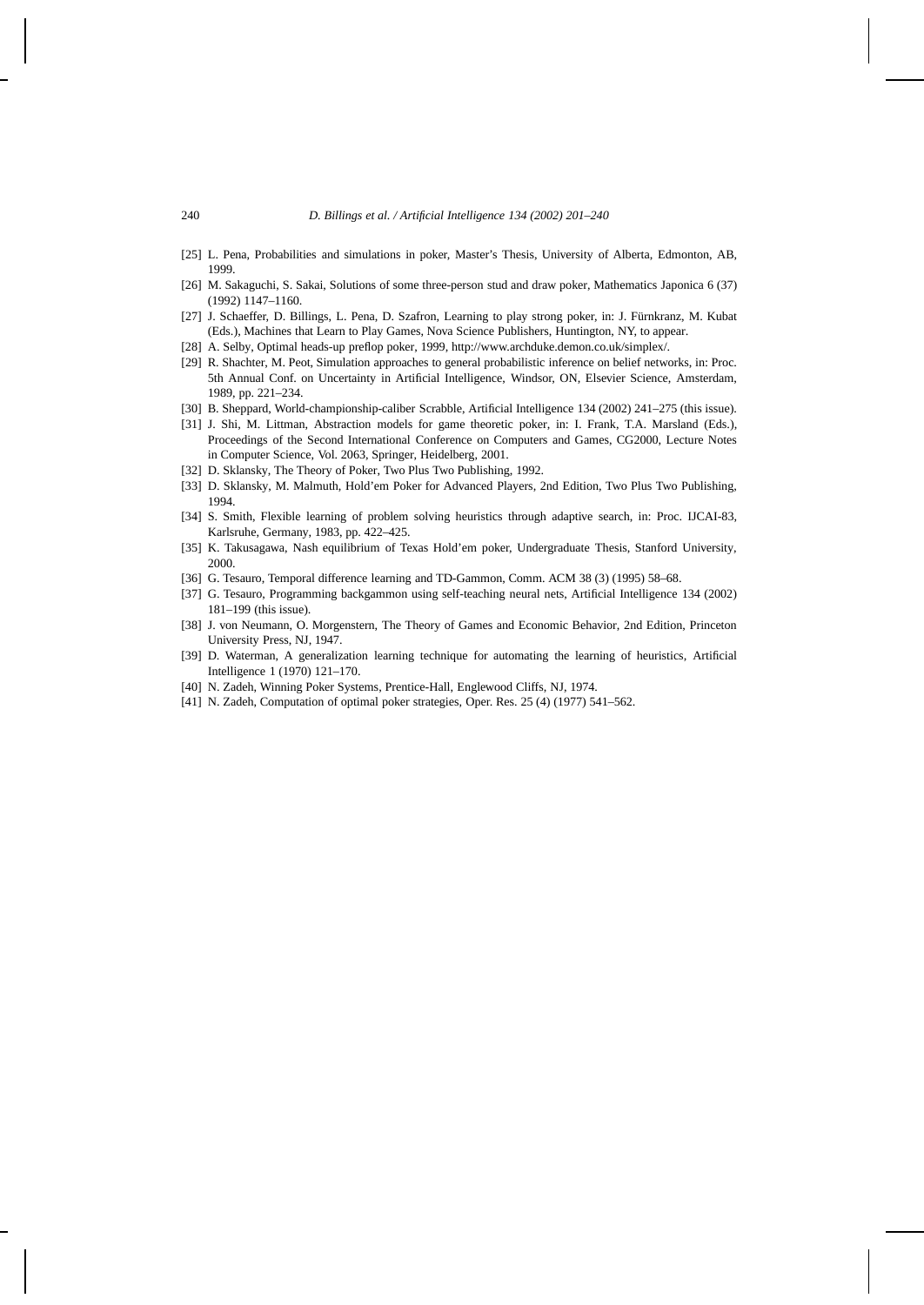[25] L. Pena, Probabilities and simulations in poker, Master's Thesis, University of Alberta, Edmonton, AB, 1999.

[26] M. Sakaguchi, S. Sakai, Solutions of some three-person stud and draw poker, Mathematics Japonica 6 (37) (1992) 1147–1160.

[27] J. Schaeffer, D. Billings, L. Pena, D. Szafron, Learning to play strong poker, in: J. Fürnkranz, M. Kubat (Eds.), Machines that Learn to Play Games, Nova Science Publishers, Huntington, NY, to appear.

[28] A. Selby, Optimal heads-up preflop poker, 1999, http://www.archduke.demon.co.uk/simplex/.

[29] R. Shachter, M. Peot, Simulation approaches to general probabilistic inference on belief networks, in: Proc. 5th Annual Conf. on Uncertainty in Artificial Intelligence, Windsor, ON, Elsevier Science, Amsterdam, 1989, pp. 221–234.

[30] B. Sheppard, World-championship-caliber Scrabble, Artificial Intelligence 134 (2002) 241–275 (this issue).

[31] J. Shi, M. Littman, Abstraction models for game theoretic poker, in: I. Frank, T.A. Marsland (Eds.), Proceedings of the Second International Conference on Computers and Games, CG2000, Lecture Notes in Computer Science, Vol. 2063, Springer, Heidelberg, 2001.

[32] D. Sklansky, The Theory of Poker, Two Plus Two Publishing, 1992.

[33] D. Sklansky, M. Malmuth, Hold'em Poker for Advanced Players, 2nd Edition, Two Plus Two Publishing, 1994.

[34] S. Smith, Flexible learning of problem solving heuristics through adaptive search, in: Proc. IJCAI-83, Karlsruhe, Germany, 1983, pp. 422–425.

[35] K. Takusagawa, Nash equilibrium of Texas Hold'em poker, Undergraduate Thesis, Stanford University, 2000.

[36] G. Tesauro, Temporal difference learning and TD-Gammon, Comm. ACM 38 (3) (1995) 58–68.

[37] G. Tesauro, Programming backgammon using self-teaching neural nets, Artificial Intelligence 134 (2002) 181–199 (this issue).

[38] J. von Neumann, O. Morgenstern, The Theory of Games and Economic Behavior, 2nd Edition, Princeton University Press, NJ, 1947.

[39] D. Waterman, A generalization learning technique for automating the learning of heuristics, Artificial Intelligence 1 (1970) 121–170.

[40] N. Zadeh, Winning Poker Systems, Prentice-Hall, Englewood Cliffs, NJ, 1974.

[41] N. Zadeh, Computation of optimal poker strategies, Oper. Res. 25 (4) (1977) 541–562.